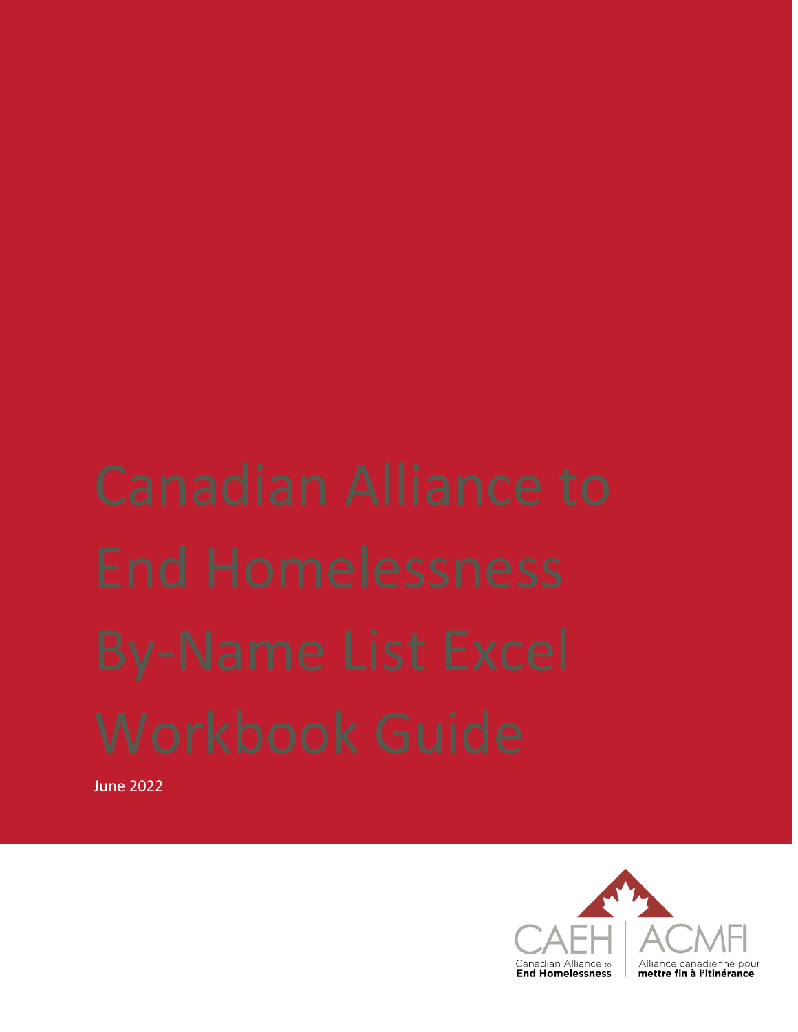# Canadian Alliance to End Homelessness By-Name List Excel Workbook Guide

June 2022

CAEH | ACMFI

Canadian Alliance to End Homelessness

Alliance canadienne pour mettre fin à l'itinérance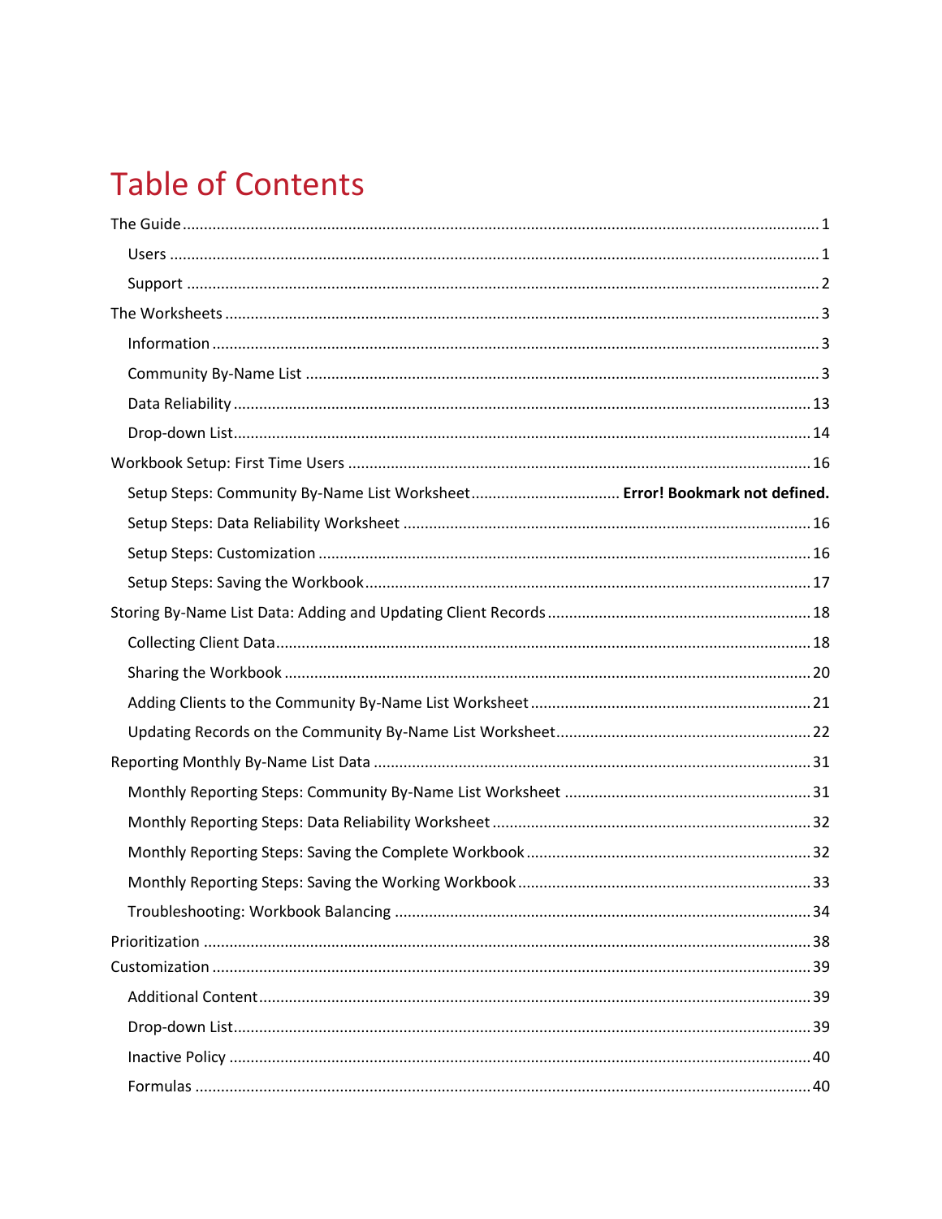# Table of Contents

- The Guide ..... 1
  - Users ..... 1
  - Support ..... 2
- The Worksheets ..... 3
  - Information ..... 3
  - Community By-Name List ..... 3
  - Data Reliability ..... 13
  - Drop-down List ..... 14
- Workbook Setup: First Time Users ..... 16
  - Setup Steps: Community By-Name List Worksheet ..... **Error! Bookmark not defined.**
  - Setup Steps: Data Reliability Worksheet ..... 16
  - Setup Steps: Customization ..... 16
  - Setup Steps: Saving the Workbook ..... 17
- Storing By-Name List Data: Adding and Updating Client Records ..... 18
  - Collecting Client Data ..... 18
  - Sharing the Workbook ..... 20
  - Adding Clients to the Community By-Name List Worksheet ..... 21
  - Updating Records on the Community By-Name List Worksheet ..... 22
- Reporting Monthly By-Name List Data ..... 31
  - Monthly Reporting Steps: Community By-Name List Worksheet ..... 31
  - Monthly Reporting Steps: Data Reliability Worksheet ..... 32
  - Monthly Reporting Steps: Saving the Complete Workbook ..... 32
  - Monthly Reporting Steps: Saving the Working Workbook ..... 33
  - Troubleshooting: Workbook Balancing ..... 34
- Prioritization ..... 38
- Customization ..... 39
  - Additional Content ..... 39
  - Drop-down List ..... 39
  - Inactive Policy ..... 40
  - Formulas ..... 40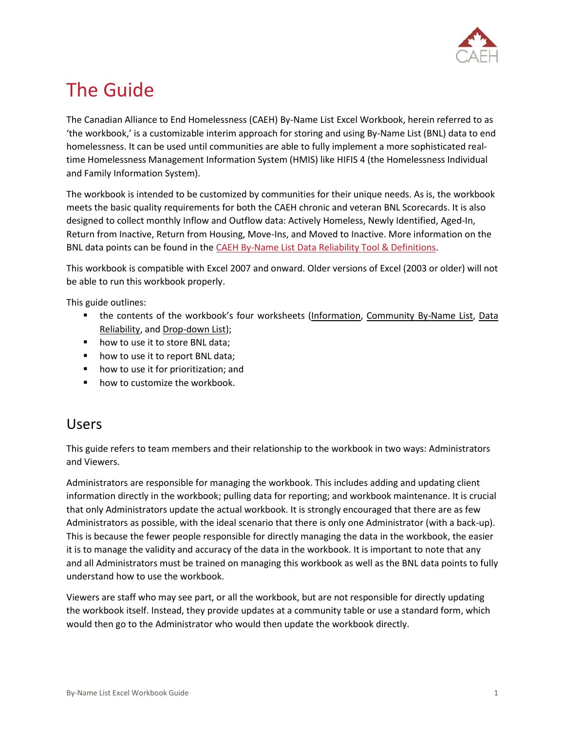# The Guide

The Canadian Alliance to End Homelessness (CAEH) By-Name List Excel Workbook, herein referred to as 'the workbook,' is a customizable interim approach for storing and using By-Name List (BNL) data to end homelessness. It can be used until communities are able to fully implement a more sophisticated real-time Homelessness Management Information System (HMIS) like HIFIS 4 (the Homelessness Individual and Family Information System).

The workbook is intended to be customized by communities for their unique needs. As is, the workbook meets the basic quality requirements for both the CAEH chronic and veteran BNL Scorecards. It is also designed to collect monthly Inflow and Outflow data: Actively Homeless, Newly Identified, Aged-In, Return from Inactive, Return from Housing, Move-Ins, and Moved to Inactive. More information on the BNL data points can be found in the CAEH By-Name List Data Reliability Tool & Definitions.

This workbook is compatible with Excel 2007 and onward. Older versions of Excel (2003 or older) will not be able to run this workbook properly.

This guide outlines:

- the contents of the workbook's four worksheets (Information, Community By-Name List, Data Reliability, and Drop-down List);
- how to use it to store BNL data;
- how to use it to report BNL data;
- how to use it for prioritization; and
- how to customize the workbook.

## Users

This guide refers to team members and their relationship to the workbook in two ways: Administrators and Viewers.

Administrators are responsible for managing the workbook. This includes adding and updating client information directly in the workbook; pulling data for reporting; and workbook maintenance. It is crucial that only Administrators update the actual workbook. It is strongly encouraged that there are as few Administrators as possible, with the ideal scenario that there is only one Administrator (with a back-up). This is because the fewer people responsible for directly managing the data in the workbook, the easier it is to manage the validity and accuracy of the data in the workbook. It is important to note that any and all Administrators must be trained on managing this workbook as well as the BNL data points to fully understand how to use the workbook.

Viewers are staff who may see part, or all the workbook, but are not responsible for directly updating the workbook itself. Instead, they provide updates at a community table or use a standard form, which would then go to the Administrator who would then update the workbook directly.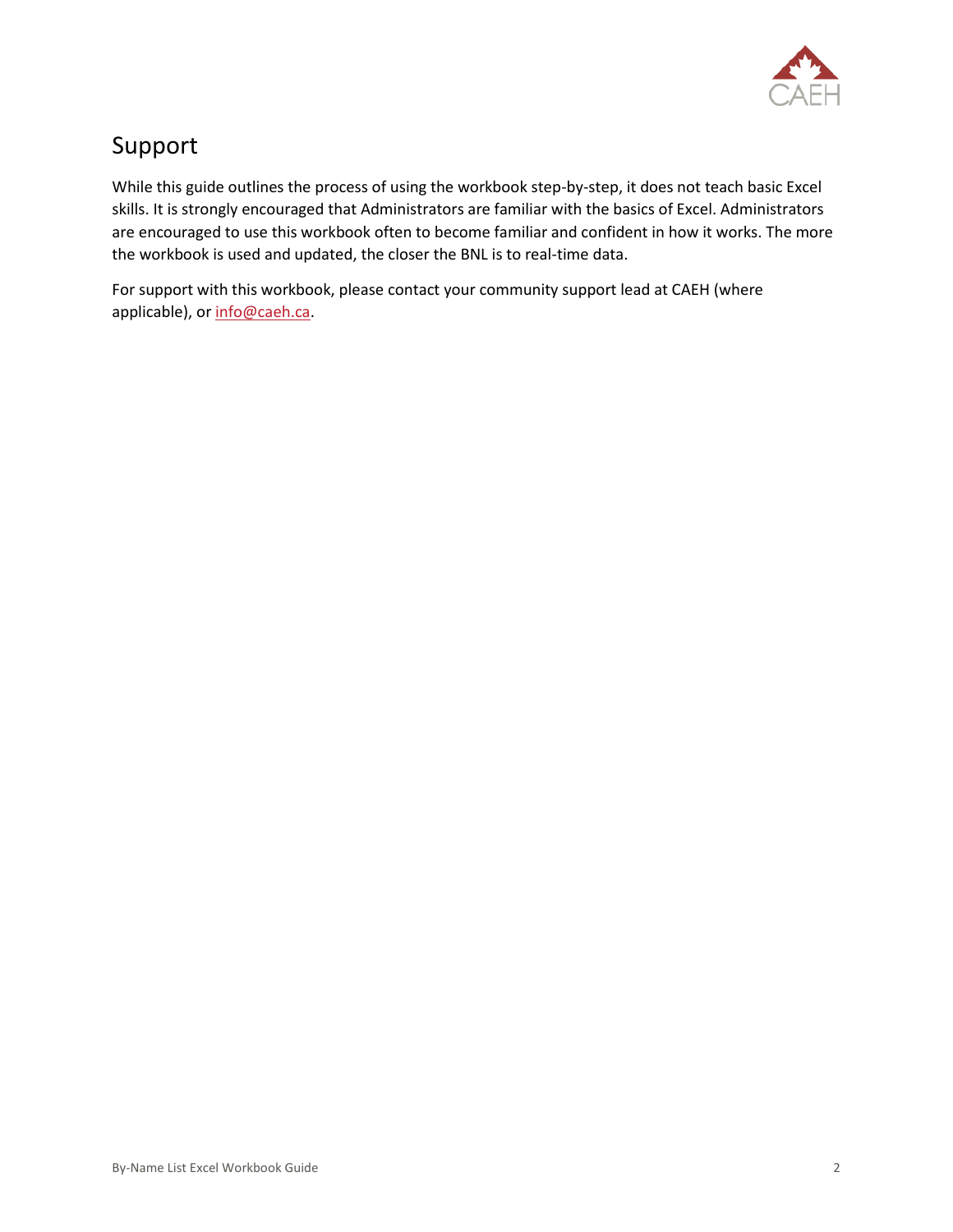## Support

While this guide outlines the process of using the workbook step-by-step, it does not teach basic Excel skills. It is strongly encouraged that Administrators are familiar with the basics of Excel. Administrators are encouraged to use this workbook often to become familiar and confident in how it works. The more the workbook is used and updated, the closer the BNL is to real-time data.

For support with this workbook, please contact your community support lead at CAEH (where applicable), or info@caeh.ca.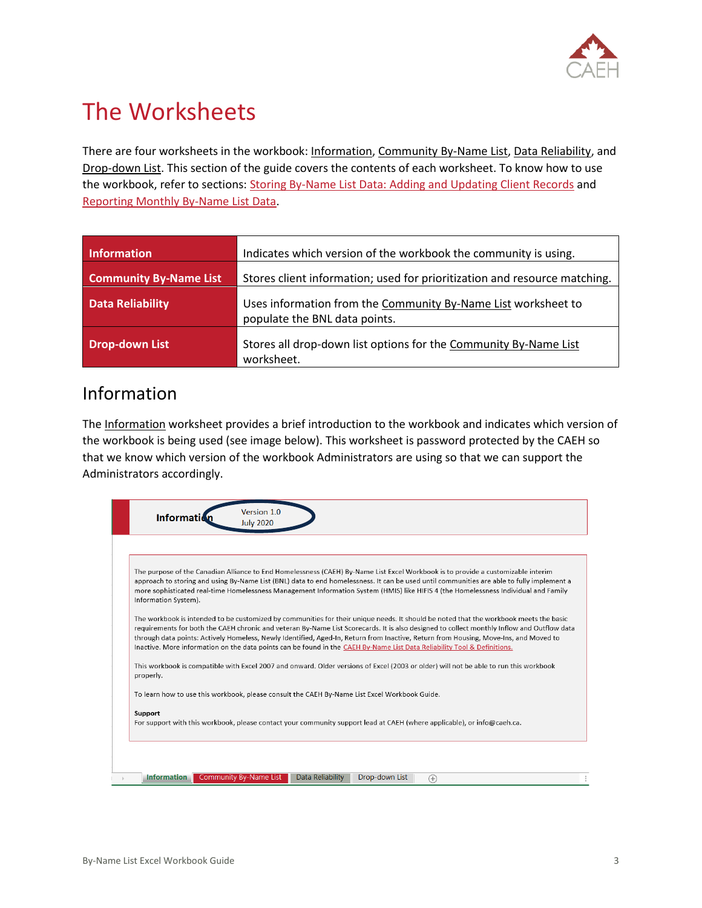# The Worksheets

There are four worksheets in the workbook: Information, Community By-Name List, Data Reliability, and Drop-down List. This section of the guide covers the contents of each worksheet. To know how to use the workbook, refer to sections: Storing By-Name List Data: Adding and Updating Client Records and Reporting Monthly By-Name List Data.

| | |
|---|---|
| **Information** | Indicates which version of the workbook the community is using. |
| **Community By-Name List** | Stores client information; used for prioritization and resource matching. |
| **Data Reliability** | Uses information from the Community By-Name List worksheet to populate the BNL data points. |
| **Drop-down List** | Stores all drop-down list options for the Community By-Name List worksheet. |

## Information

The Information worksheet provides a brief introduction to the workbook and indicates which version of the workbook is being used (see image below). This worksheet is password protected by the CAEH so that we know which version of the workbook Administrators are using so that we can support the Administrators accordingly.

**Information** Version 1.0 July 2020

The purpose of the Canadian Alliance to End Homelessness (CAEH) By-Name List Excel Workbook is to provide a customizable interim approach to storing and using By-Name List (BNL) data to end homelessness. It can be used until communities are able to fully implement a more sophisticated real-time Homelessness Management Information System (HMIS) like HIFIS 4 (the Homelessness Individual and Family Information System).

The workbook is intended to be customized by communities for their unique needs. It should be noted that the workbook meets the basic requirements for both the CAEH chronic and veteran By-Name List Scorecards. It is also designed to collect monthly Inflow and Outflow data through data points: Actively Homeless, Newly Identified, Aged-In, Return from Inactive, Return from Housing, Move-Ins, and Moved to Inactive. More information on the data points can be found in the CAEH By-Name List Data Reliability Tool & Definitions.

This workbook is compatible with Excel 2007 and onward. Older versions of Excel (2003 or older) will not be able to run this workbook properly.

To learn how to use this workbook, please consult the CAEH By-Name List Excel Workbook Guide.

**Support**
For support with this workbook, please contact your community support lead at CAEH (where applicable), or info@caeh.ca.

Information | Community By-Name List | Data Reliability | Drop-down List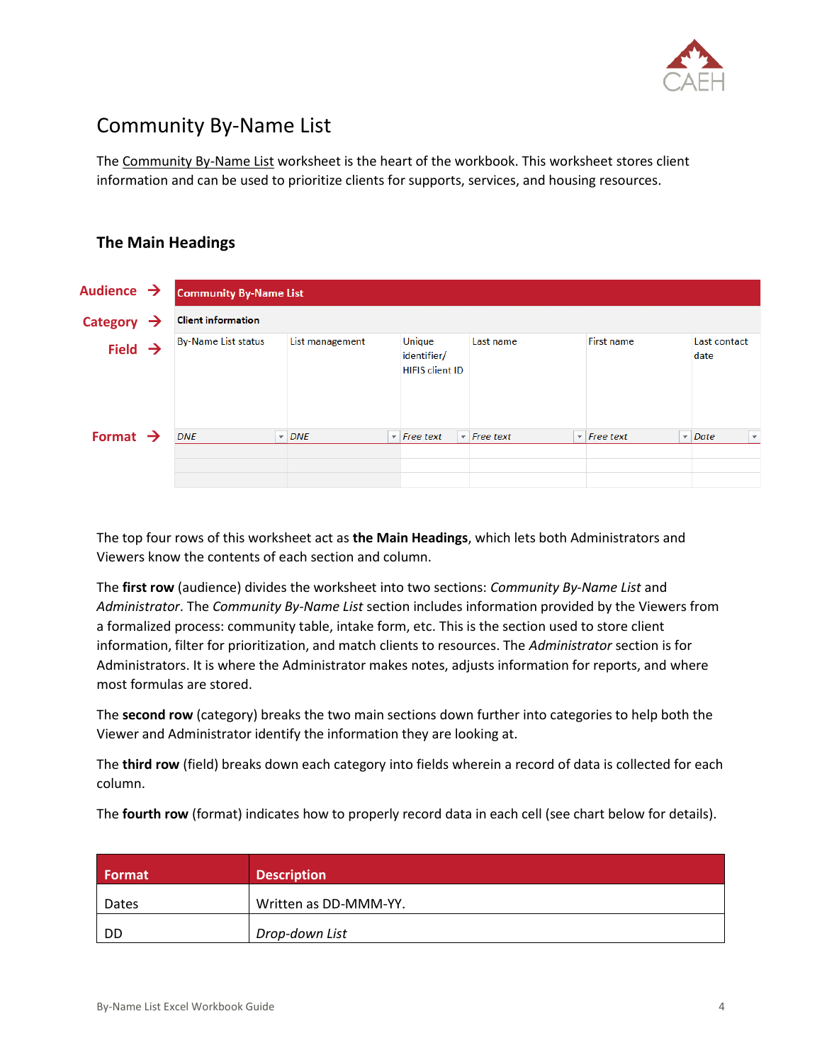## Community By-Name List

The Community By-Name List worksheet is the heart of the workbook. This worksheet stores client information and can be used to prioritize clients for supports, services, and housing resources.

### The Main Headings

| | | | | | | |
|---|---|---|---|---|---|---|
| **Audience** → | Community By-Name List | | | | | |
| **Category** → | Client information | | | | | |
| **Field** → | By-Name List status | List management | Unique identifier/ HIFIS client ID | Last name | First name | Last contact date |
| **Format** → | DNE | DNE | Free text | Free text | Free text | Date |

The top four rows of this worksheet act as **the Main Headings**, which lets both Administrators and Viewers know the contents of each section and column.

The **first row** (audience) divides the worksheet into two sections: *Community By-Name List* and *Administrator*. The *Community By-Name List* section includes information provided by the Viewers from a formalized process: community table, intake form, etc. This is the section used to store client information, filter for prioritization, and match clients to resources. The *Administrator* section is for Administrators. It is where the Administrator makes notes, adjusts information for reports, and where most formulas are stored.

The **second row** (category) breaks the two main sections down further into categories to help both the Viewer and Administrator identify the information they are looking at.

The **third row** (field) breaks down each category into fields wherein a record of data is collected for each column.

The **fourth row** (format) indicates how to properly record data in each cell (see chart below for details).

| Format | Description |
|---|---|
| Dates | Written as DD-MMM-YY. |
| DD | *Drop-down List* |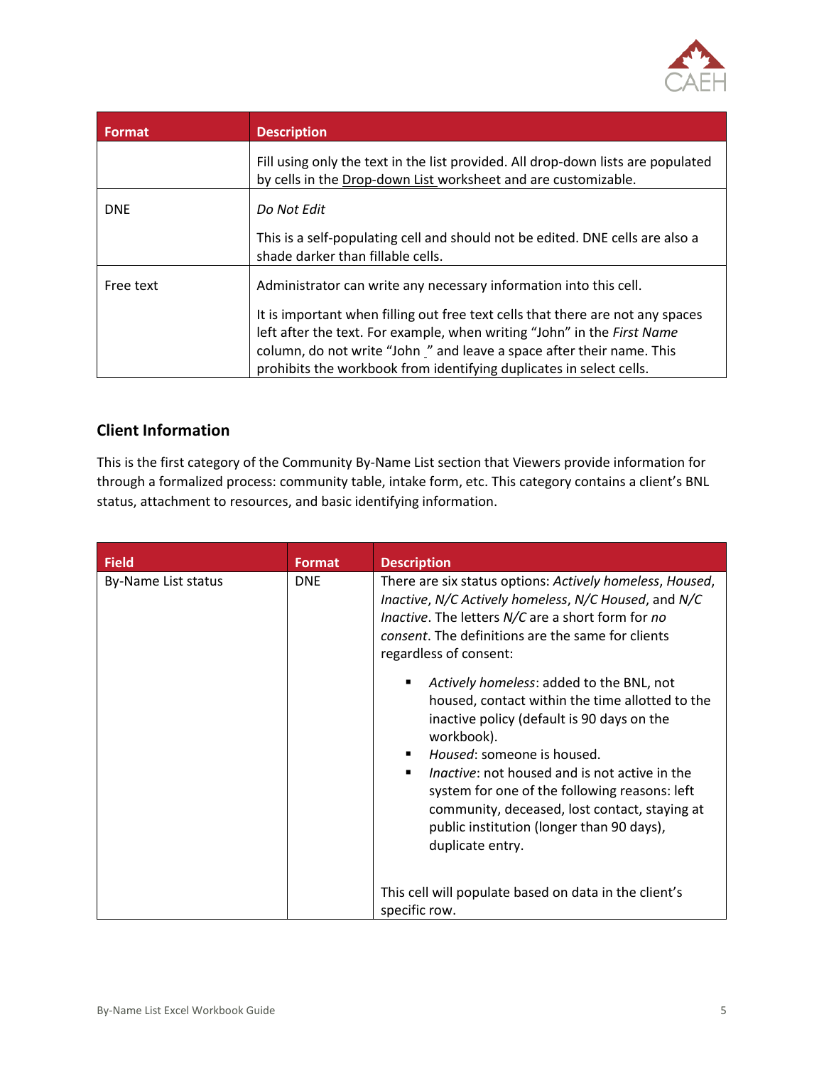| Format | Description |
| --- | --- |
| | Fill using only the text in the list provided. All drop-down lists are populated by cells in the Drop-down List worksheet and are customizable. |
| DNE | *Do Not Edit*<br><br>This is a self-populating cell and should not be edited. DNE cells are also a shade darker than fillable cells. |
| Free text | Administrator can write any necessary information into this cell.<br><br>It is important when filling out free text cells that there are not any spaces left after the text. For example, when writing “John” in the *First Name* column, do not write “John _” and leave a space after their name. This prohibits the workbook from identifying duplicates in select cells. |

## Client Information

This is the first category of the Community By-Name List section that Viewers provide information for through a formalized process: community table, intake form, etc. This category contains a client’s BNL status, attachment to resources, and basic identifying information.

| Field | Format | Description |
| --- | --- | --- |
| By-Name List status | DNE | There are six status options: *Actively homeless*, *Housed*, *Inactive*, *N/C Actively homeless*, *N/C Housed*, and *N/C Inactive*. The letters *N/C* are a short form for *no consent*. The definitions are the same for clients regardless of consent:<br><br>▪ *Actively homeless*: added to the BNL, not housed, contact within the time allotted to the inactive policy (default is 90 days on the workbook).<br>▪ *Housed*: someone is housed.<br>▪ *Inactive*: not housed and is not active in the system for one of the following reasons: left community, deceased, lost contact, staying at public institution (longer than 90 days), duplicate entry.<br><br>This cell will populate based on data in the client’s specific row. |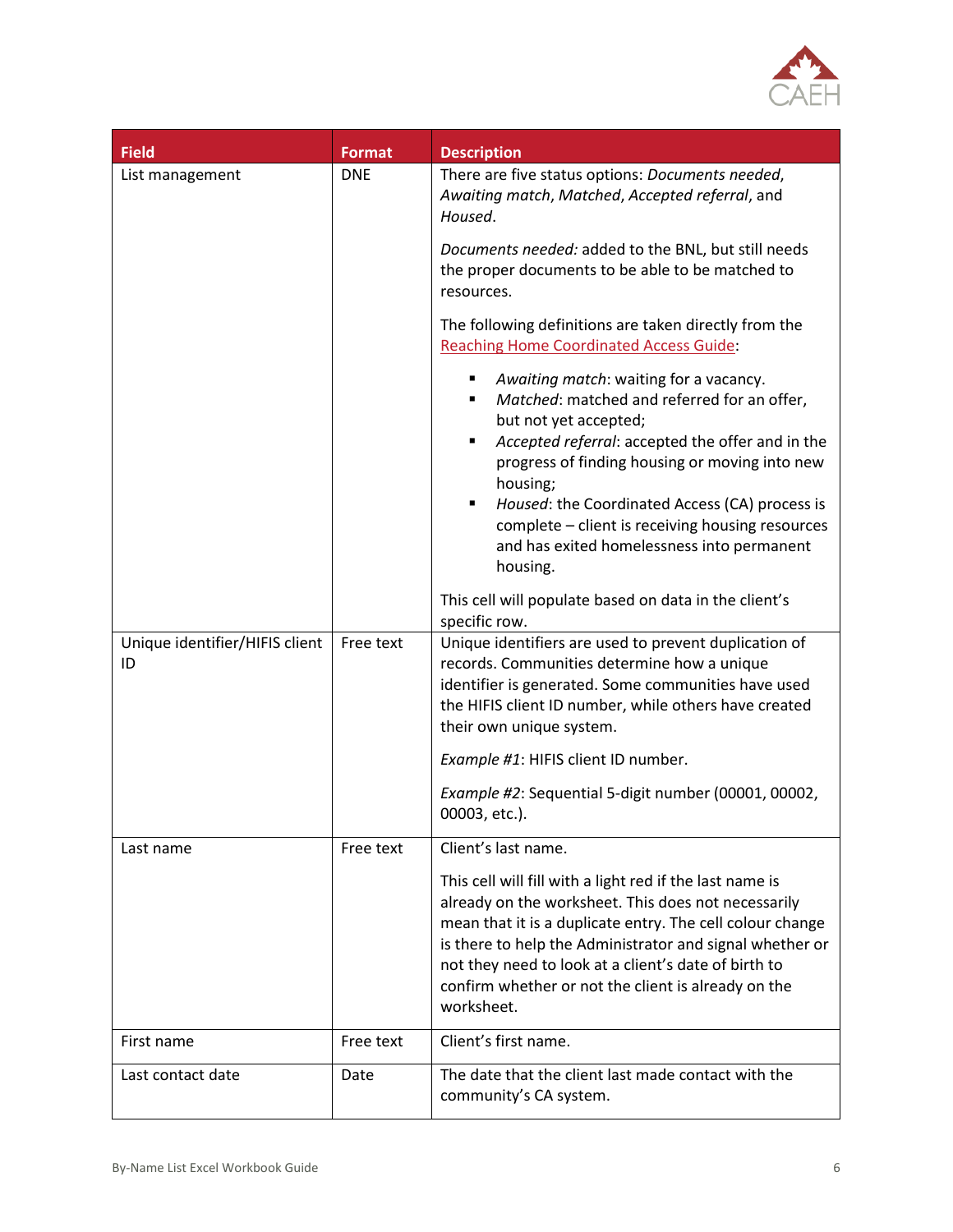| Field | Format | Description |
|---|---|---|
| List management | DNE | There are five status options: *Documents needed*, *Awaiting match*, *Matched*, *Accepted referral*, and *Housed*.<br><br>*Documents needed:* added to the BNL, but still needs the proper documents to be able to be matched to resources.<br><br>The following definitions are taken directly from the Reaching Home Coordinated Access Guide:<br><br>▪ *Awaiting match*: waiting for a vacancy.<br>▪ *Matched*: matched and referred for an offer, but not yet accepted;<br>▪ *Accepted referral*: accepted the offer and in the progress of finding housing or moving into new housing;<br>▪ *Housed*: the Coordinated Access (CA) process is complete – client is receiving housing resources and has exited homelessness into permanent housing.<br><br>This cell will populate based on data in the client's specific row. |
| Unique identifier/HIFIS client ID | Free text | Unique identifiers are used to prevent duplication of records. Communities determine how a unique identifier is generated. Some communities have used the HIFIS client ID number, while others have created their own unique system.<br><br>*Example #1*: HIFIS client ID number.<br><br>*Example #2*: Sequential 5-digit number (00001, 00002, 00003, etc.). |
| Last name | Free text | Client's last name.<br><br>This cell will fill with a light red if the last name is already on the worksheet. This does not necessarily mean that it is a duplicate entry. The cell colour change is there to help the Administrator and signal whether or not they need to look at a client's date of birth to confirm whether or not the client is already on the worksheet. |
| First name | Free text | Client's first name. |
| Last contact date | Date | The date that the client last made contact with the community's CA system. |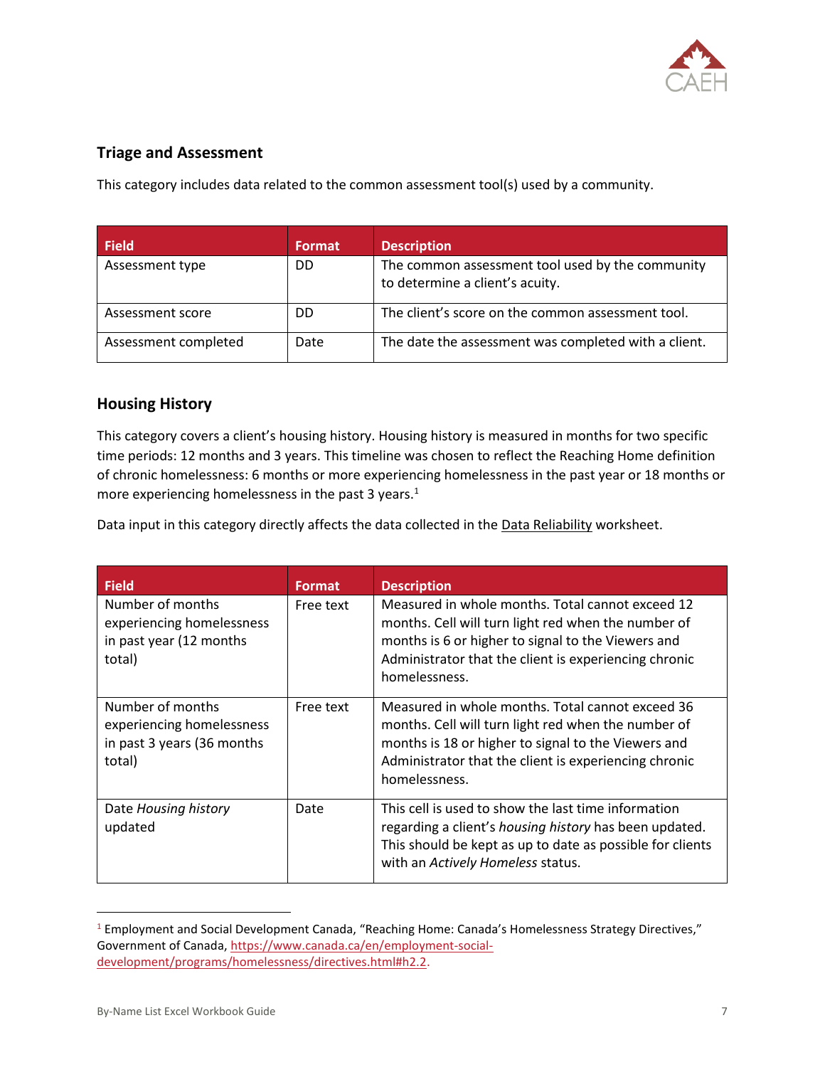## Triage and Assessment

This category includes data related to the common assessment tool(s) used by a community.

| Field | Format | Description |
|---|---|---|
| Assessment type | DD | The common assessment tool used by the community to determine a client's acuity. |
| Assessment score | DD | The client's score on the common assessment tool. |
| Assessment completed | Date | The date the assessment was completed with a client. |

## Housing History

This category covers a client's housing history. Housing history is measured in months for two specific time periods: 12 months and 3 years. This timeline was chosen to reflect the Reaching Home definition of chronic homelessness: 6 months or more experiencing homelessness in the past year or 18 months or more experiencing homelessness in the past 3 years.[1]

Data input in this category directly affects the data collected in the Data Reliability worksheet.

| Field | Format | Description |
|---|---|---|
| Number of months experiencing homelessness in past year (12 months total) | Free text | Measured in whole months. Total cannot exceed 12 months. Cell will turn light red when the number of months is 6 or higher to signal to the Viewers and Administrator that the client is experiencing chronic homelessness. |
| Number of months experiencing homelessness in past 3 years (36 months total) | Free text | Measured in whole months. Total cannot exceed 36 months. Cell will turn light red when the number of months is 18 or higher to signal to the Viewers and Administrator that the client is experiencing chronic homelessness. |
| Date *Housing history* updated | Date | This cell is used to show the last time information regarding a client's *housing history* has been updated. This should be kept as up to date as possible for clients with an *Actively Homeless* status. |

---

[1] Employment and Social Development Canada, "Reaching Home: Canada's Homelessness Strategy Directives," Government of Canada, https://www.canada.ca/en/employment-social-development/programs/homelessness/directives.html#h2.2.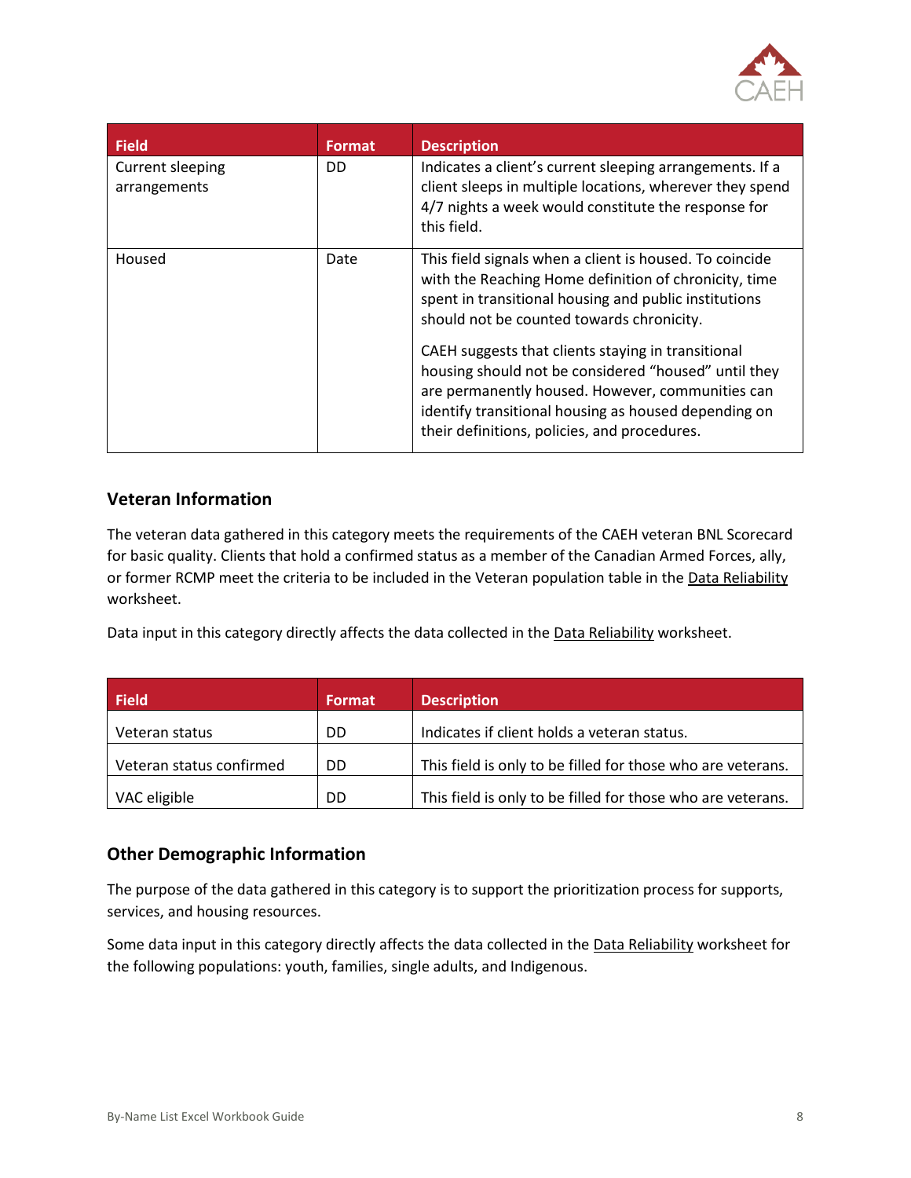| Field | Format | Description |
| --- | --- | --- |
| Current sleeping arrangements | DD | Indicates a client's current sleeping arrangements. If a client sleeps in multiple locations, wherever they spend 4/7 nights a week would constitute the response for this field. |
| Housed | Date | This field signals when a client is housed. To coincide with the Reaching Home definition of chronicity, time spent in transitional housing and public institutions should not be counted towards chronicity.<br><br>CAEH suggests that clients staying in transitional housing should not be considered "housed" until they are permanently housed. However, communities can identify transitional housing as housed depending on their definitions, policies, and procedures. |

### Veteran Information

The veteran data gathered in this category meets the requirements of the CAEH veteran BNL Scorecard for basic quality. Clients that hold a confirmed status as a member of the Canadian Armed Forces, ally, or former RCMP meet the criteria to be included in the Veteran population table in the Data Reliability worksheet.

Data input in this category directly affects the data collected in the Data Reliability worksheet.

| Field | Format | Description |
| --- | --- | --- |
| Veteran status | DD | Indicates if client holds a veteran status. |
| Veteran status confirmed | DD | This field is only to be filled for those who are veterans. |
| VAC eligible | DD | This field is only to be filled for those who are veterans. |

### Other Demographic Information

The purpose of the data gathered in this category is to support the prioritization process for supports, services, and housing resources.

Some data input in this category directly affects the data collected in the Data Reliability worksheet for the following populations: youth, families, single adults, and Indigenous.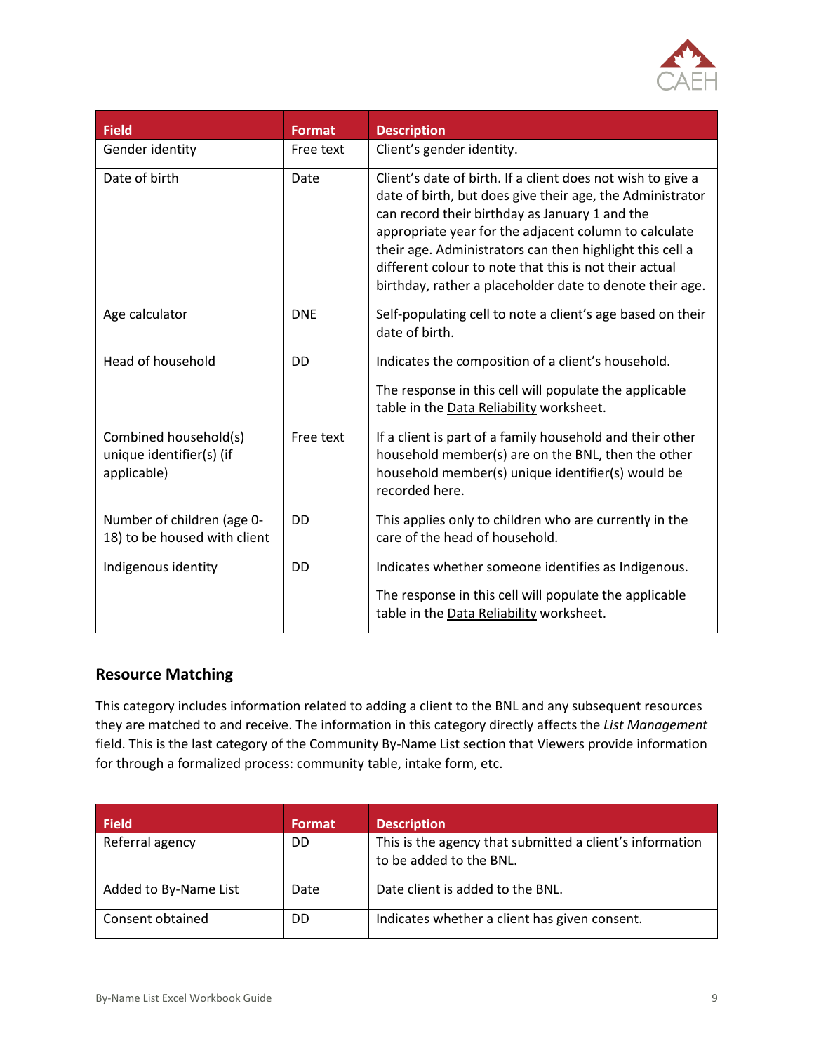| Field | Format | Description |
| --- | --- | --- |
| Gender identity | Free text | Client's gender identity. |
| Date of birth | Date | Client's date of birth. If a client does not wish to give a date of birth, but does give their age, the Administrator can record their birthday as January 1 and the appropriate year for the adjacent column to calculate their age. Administrators can then highlight this cell a different colour to note that this is not their actual birthday, rather a placeholder date to denote their age. |
| Age calculator | DNE | Self-populating cell to note a client's age based on their date of birth. |
| Head of household | DD | Indicates the composition of a client's household.<br><br>The response in this cell will populate the applicable table in the Data Reliability worksheet. |
| Combined household(s) unique identifier(s) (if applicable) | Free text | If a client is part of a family household and their other household member(s) are on the BNL, then the other household member(s) unique identifier(s) would be recorded here. |
| Number of children (age 0-18) to be housed with client | DD | This applies only to children who are currently in the care of the head of household. |
| Indigenous identity | DD | Indicates whether someone identifies as Indigenous.<br><br>The response in this cell will populate the applicable table in the Data Reliability worksheet. |

## Resource Matching

This category includes information related to adding a client to the BNL and any subsequent resources they are matched to and receive. The information in this category directly affects the *List Management* field. This is the last category of the Community By-Name List section that Viewers provide information for through a formalized process: community table, intake form, etc.

| Field | Format | Description |
| --- | --- | --- |
| Referral agency | DD | This is the agency that submitted a client's information to be added to the BNL. |
| Added to By-Name List | Date | Date client is added to the BNL. |
| Consent obtained | DD | Indicates whether a client has given consent. |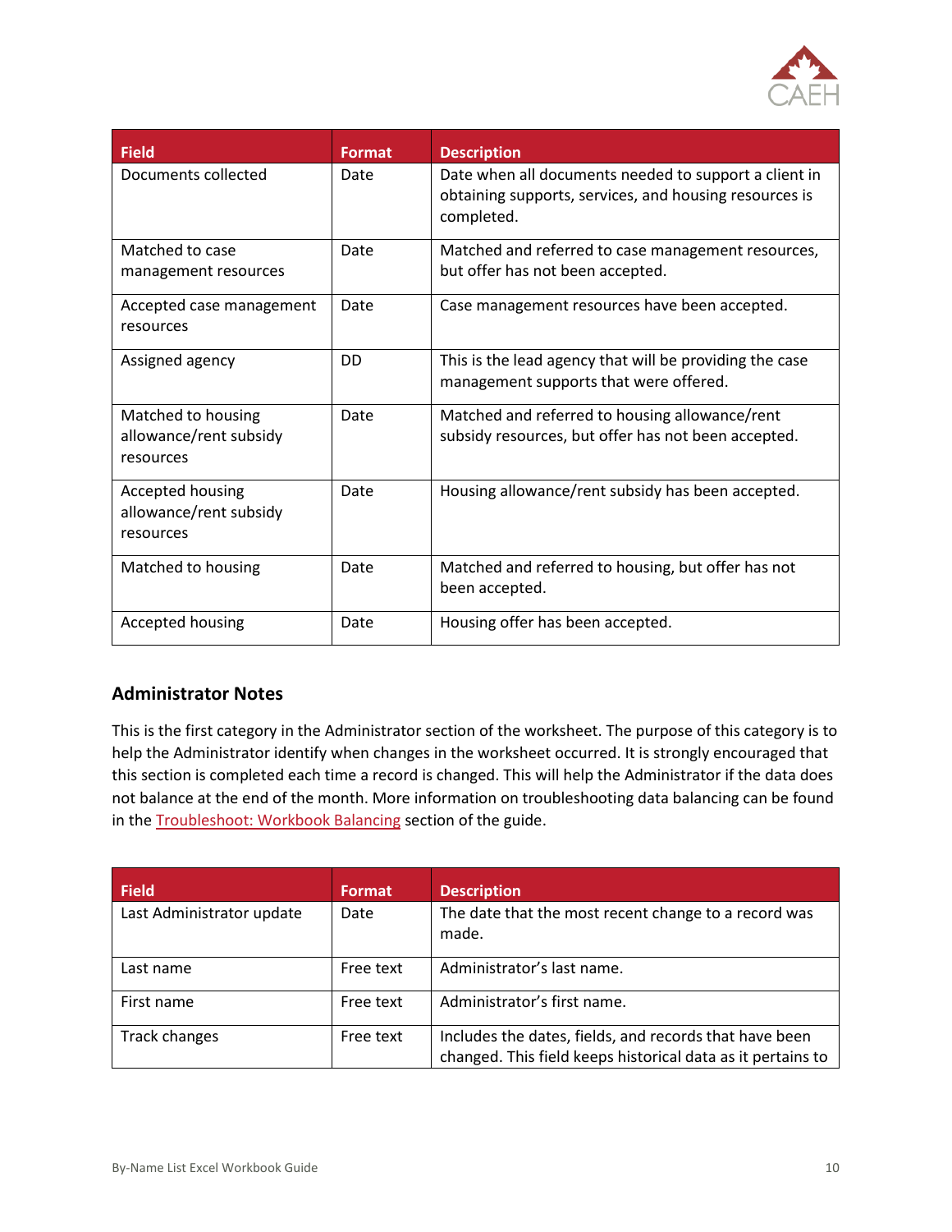| Field | Format | Description |
| --- | --- | --- |
| Documents collected | Date | Date when all documents needed to support a client in obtaining supports, services, and housing resources is completed. |
| Matched to case management resources | Date | Matched and referred to case management resources, but offer has not been accepted. |
| Accepted case management resources | Date | Case management resources have been accepted. |
| Assigned agency | DD | This is the lead agency that will be providing the case management supports that were offered. |
| Matched to housing allowance/rent subsidy resources | Date | Matched and referred to housing allowance/rent subsidy resources, but offer has not been accepted. |
| Accepted housing allowance/rent subsidy resources | Date | Housing allowance/rent subsidy has been accepted. |
| Matched to housing | Date | Matched and referred to housing, but offer has not been accepted. |
| Accepted housing | Date | Housing offer has been accepted. |

### Administrator Notes

This is the first category in the Administrator section of the worksheet. The purpose of this category is to help the Administrator identify when changes in the worksheet occurred. It is strongly encouraged that this section is completed each time a record is changed. This will help the Administrator if the data does not balance at the end of the month. More information on troubleshooting data balancing can be found in the Troubleshoot: Workbook Balancing section of the guide.

| Field | Format | Description |
| --- | --- | --- |
| Last Administrator update | Date | The date that the most recent change to a record was made. |
| Last name | Free text | Administrator's last name. |
| First name | Free text | Administrator's first name. |
| Track changes | Free text | Includes the dates, fields, and records that have been changed. This field keeps historical data as it pertains to |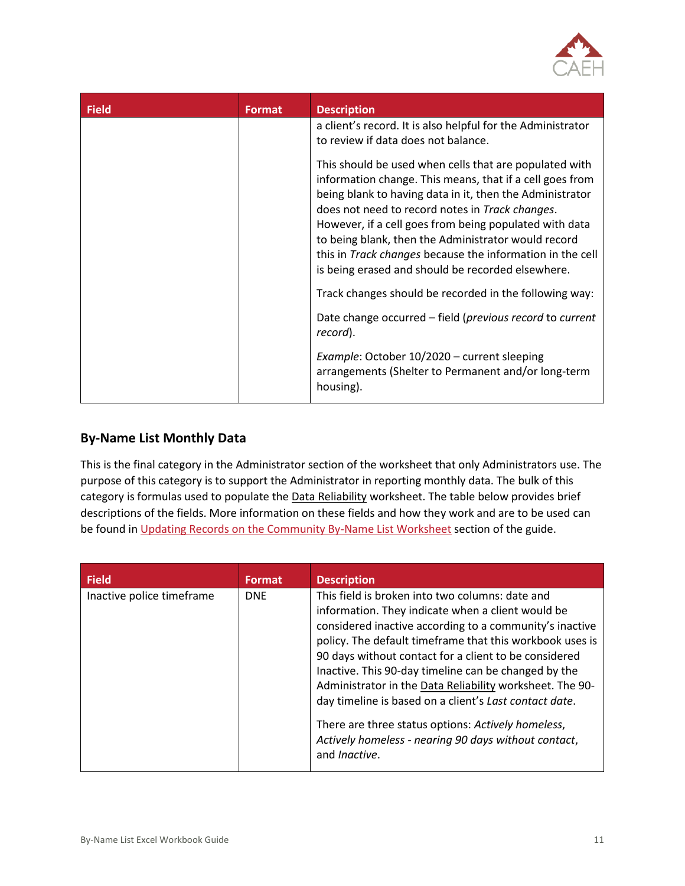| Field | Format | Description |
|---|---|---|
| | | a client's record. It is also helpful for the Administrator to review if data does not balance.<br><br>This should be used when cells that are populated with information change. This means, that if a cell goes from being blank to having data in it, then the Administrator does not need to record notes in *Track changes*. However, if a cell goes from being populated with data to being blank, then the Administrator would record this in *Track changes* because the information in the cell is being erased and should be recorded elsewhere.<br><br>Track changes should be recorded in the following way:<br><br>Date change occurred – field (*previous record* to *current record*).<br><br>*Example*: October 10/2020 – current sleeping arrangements (Shelter to Permanent and/or long-term housing). |

## By-Name List Monthly Data

This is the final category in the Administrator section of the worksheet that only Administrators use. The purpose of this category is to support the Administrator in reporting monthly data. The bulk of this category is formulas used to populate the Data Reliability worksheet. The table below provides brief descriptions of the fields. More information on these fields and how they work and are to be used can be found in Updating Records on the Community By-Name List Worksheet section of the guide.

| Field | Format | Description |
|---|---|---|
| Inactive police timeframe | DNE | This field is broken into two columns: date and information. They indicate when a client would be considered inactive according to a community's inactive policy. The default timeframe that this workbook uses is 90 days without contact for a client to be considered Inactive. This 90-day timeline can be changed by the Administrator in the Data Reliability worksheet. The 90-day timeline is based on a client's *Last contact date*.<br><br>There are three status options: *Actively homeless*, *Actively homeless - nearing 90 days without contact*, and *Inactive*. |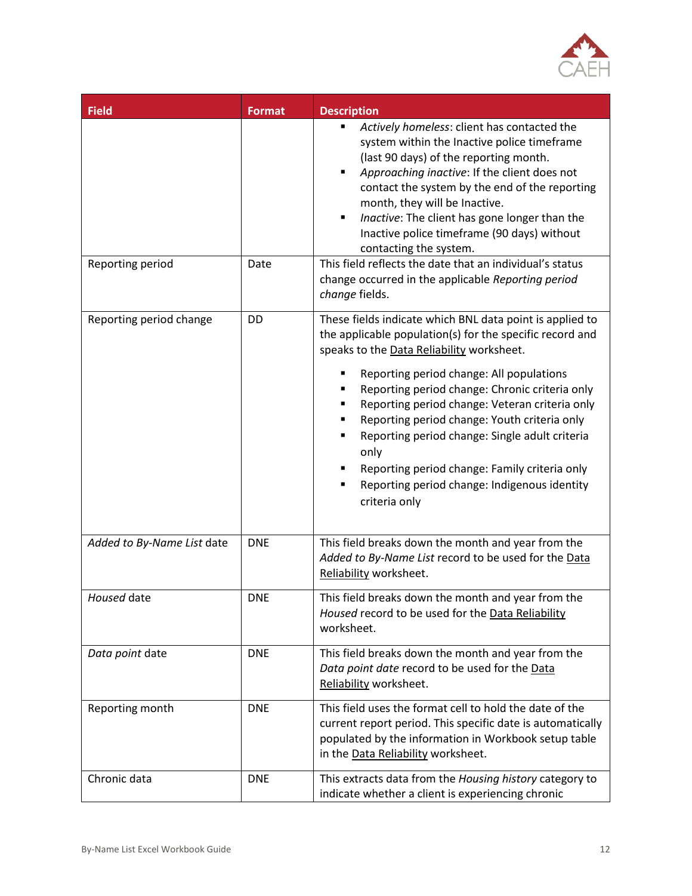| Field | Format | Description |
|---|---|---|
| | | ▪ *Actively homeless*: client has contacted the system within the Inactive police timeframe (last 90 days) of the reporting month.<br>▪ *Approaching inactive*: If the client does not contact the system by the end of the reporting month, they will be Inactive.<br>▪ *Inactive*: The client has gone longer than the Inactive police timeframe (90 days) without contacting the system. |
| Reporting period | Date | This field reflects the date that an individual's status change occurred in the applicable *Reporting period change* fields. |
| Reporting period change | DD | These fields indicate which BNL data point is applied to the applicable population(s) for the specific record and speaks to the Data Reliability worksheet.<br>▪ Reporting period change: All populations<br>▪ Reporting period change: Chronic criteria only<br>▪ Reporting period change: Veteran criteria only<br>▪ Reporting period change: Youth criteria only<br>▪ Reporting period change: Single adult criteria only<br>▪ Reporting period change: Family criteria only<br>▪ Reporting period change: Indigenous identity criteria only |
| *Added to By-Name List* date | DNE | This field breaks down the month and year from the *Added to By-Name List* record to be used for the Data Reliability worksheet. |
| *Housed* date | DNE | This field breaks down the month and year from the *Housed* record to be used for the Data Reliability worksheet. |
| *Data point* date | DNE | This field breaks down the month and year from the *Data point date* record to be used for the Data Reliability worksheet. |
| Reporting month | DNE | This field uses the format cell to hold the date of the current report period. This specific date is automatically populated by the information in Workbook setup table in the Data Reliability worksheet. |
| Chronic data | DNE | This extracts data from the *Housing history* category to indicate whether a client is experiencing chronic |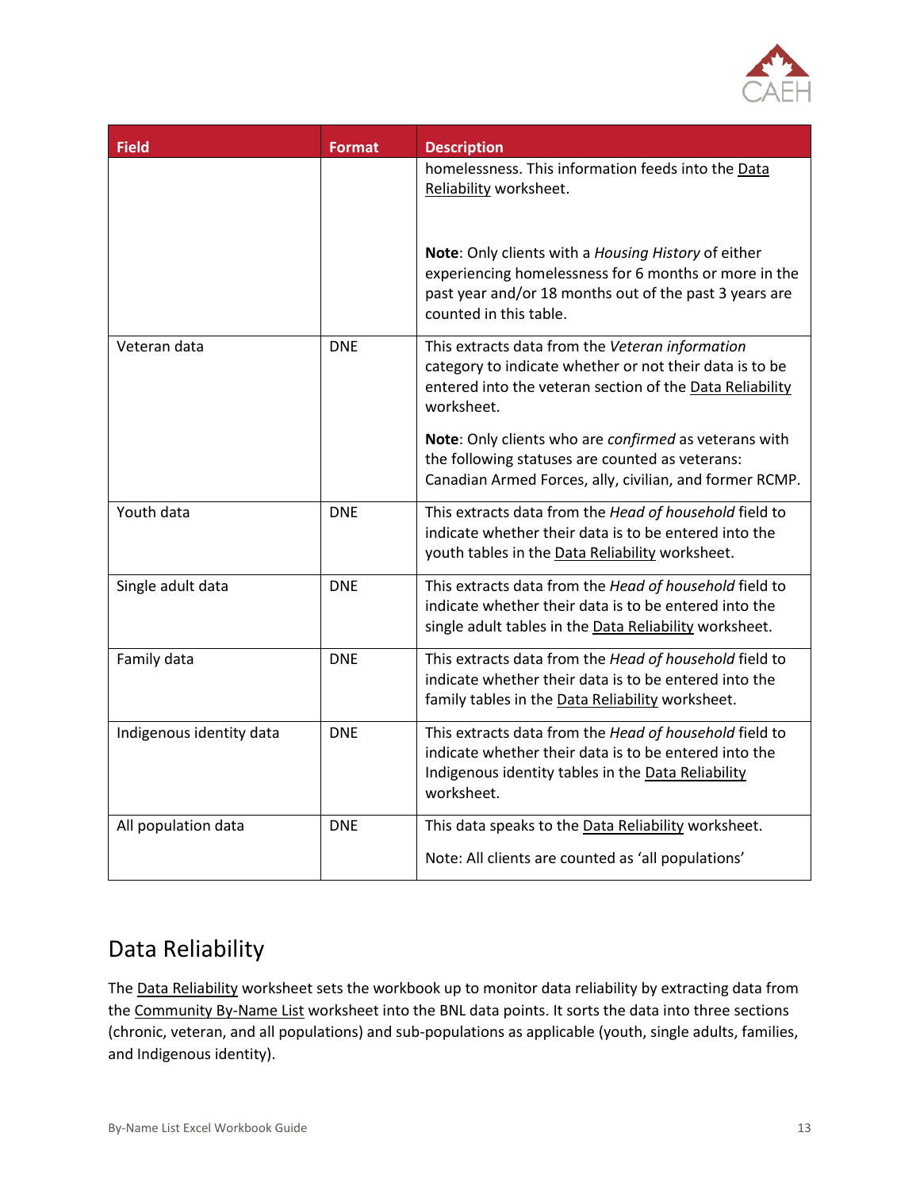| Field | Format | Description |
|---|---|---|
| | | homelessness. This information feeds into the Data Reliability worksheet.<br><br>**Note**: Only clients with a *Housing History* of either experiencing homelessness for 6 months or more in the past year and/or 18 months out of the past 3 years are counted in this table. |
| Veteran data | DNE | This extracts data from the *Veteran information* category to indicate whether or not their data is to be entered into the veteran section of the Data Reliability worksheet.<br><br>**Note**: Only clients who are *confirmed* as veterans with the following statuses are counted as veterans: Canadian Armed Forces, ally, civilian, and former RCMP. |
| Youth data | DNE | This extracts data from the *Head of household* field to indicate whether their data is to be entered into the youth tables in the Data Reliability worksheet. |
| Single adult data | DNE | This extracts data from the *Head of household* field to indicate whether their data is to be entered into the single adult tables in the Data Reliability worksheet. |
| Family data | DNE | This extracts data from the *Head of household* field to indicate whether their data is to be entered into the family tables in the Data Reliability worksheet. |
| Indigenous identity data | DNE | This extracts data from the *Head of household* field to indicate whether their data is to be entered into the Indigenous identity tables in the Data Reliability worksheet. |
| All population data | DNE | This data speaks to the Data Reliability worksheet.<br><br>Note: All clients are counted as 'all populations' |

## Data Reliability

The Data Reliability worksheet sets the workbook up to monitor data reliability by extracting data from the Community By-Name List worksheet into the BNL data points. It sorts the data into three sections (chronic, veteran, and all populations) and sub-populations as applicable (youth, single adults, families, and Indigenous identity).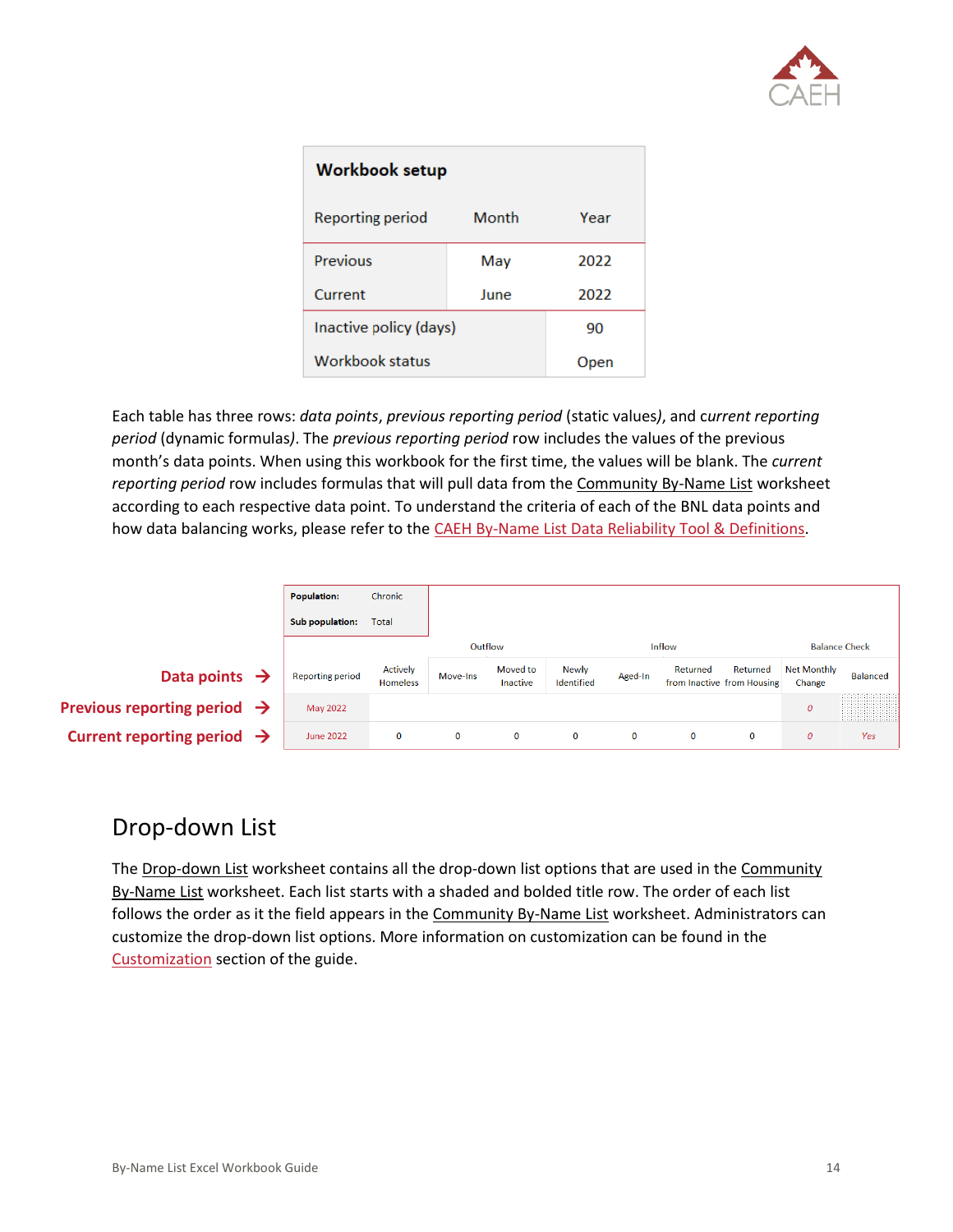| Workbook setup | | |
|---|---|---|
| Reporting period | Month | Year |
| Previous | May | 2022 |
| Current | June | 2022 |
| Inactive policy (days) | | 90 |
| Workbook status | | Open |

Each table has three rows: *data points*, *previous reporting period* (static values*)*, and *current reporting period* (dynamic formulas*)*. The *previous reporting period* row includes the values of the previous month's data points. When using this workbook for the first time, the values will be blank. The *current reporting period* row includes formulas that will pull data from the Community By-Name List worksheet according to each respective data point. To understand the criteria of each of the BNL data points and how data balancing works, please refer to the CAEH By-Name List Data Reliability Tool & Definitions.

**Population:** Chronic
**Sub population:** Total

| | | | Outflow | | | Inflow | | | Balance Check | |
|---|---|---|---|---|---|---|---|---|---|---|
| **Data points →** | Reporting period | Actively Homeless | Move-Ins | Moved to Inactive | Newly Identified | Aged-In | Returned from Inactive | Returned from Housing | Net Monthly Change | Balanced |
| **Previous reporting period →** | May 2022 | | | | | | | | 0 | |
| **Current reporting period →** | June 2022 | 0 | 0 | 0 | 0 | 0 | 0 | 0 | 0 | Yes |

## Drop-down List

The Drop-down List worksheet contains all the drop-down list options that are used in the Community By-Name List worksheet. Each list starts with a shaded and bolded title row. The order of each list follows the order as it the field appears in the Community By-Name List worksheet. Administrators can customize the drop-down list options. More information on customization can be found in the Customization section of the guide.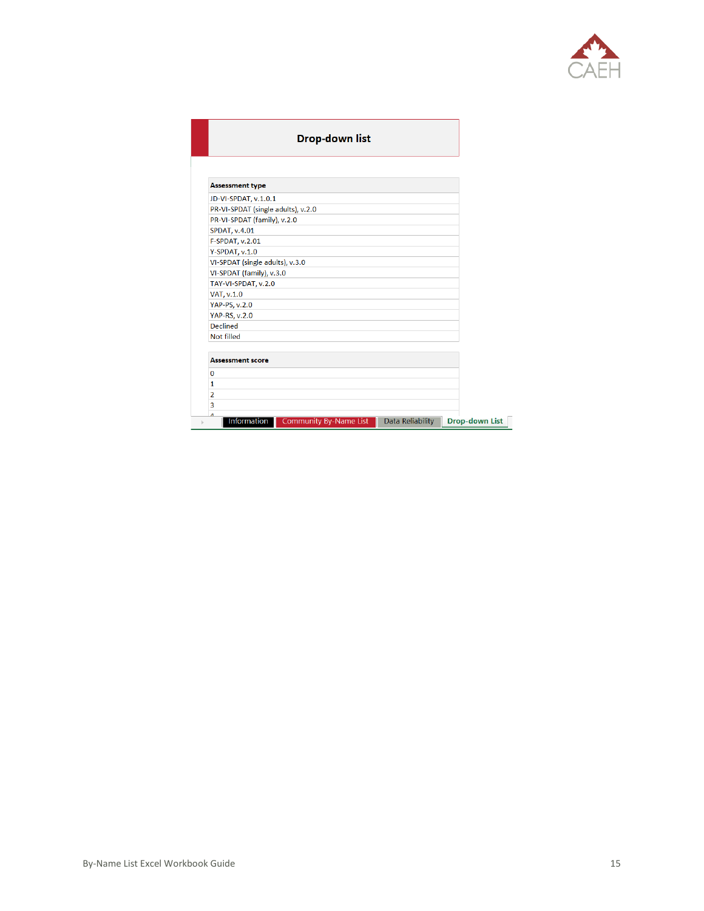## Drop-down list

| Assessment type |
| --- |
| JD-VI-SPDAT, v.1.0.1 |
| PR-VI-SPDAT (single adults), v.2.0 |
| PR-VI-SPDAT (family), v.2.0 |
| SPDAT, v.4.01 |
| F-SPDAT, v.2.01 |
| Y-SPDAT, v.1.0 |
| VI-SPDAT (single adults), v.3.0 |
| VI-SPDAT (family), v.3.0 |
| TAY-VI-SPDAT, v.2.0 |
| VAT, v.1.0 |
| YAP-PS, v.2.0 |
| YAP-RS, v.2.0 |
| Declined |
| Not filled |

| Assessment score |
| --- |
| 0 |
| 1 |
| 2 |
| 3 |
| 4 |

Information | Community By-Name List | Data Reliability | Drop-down List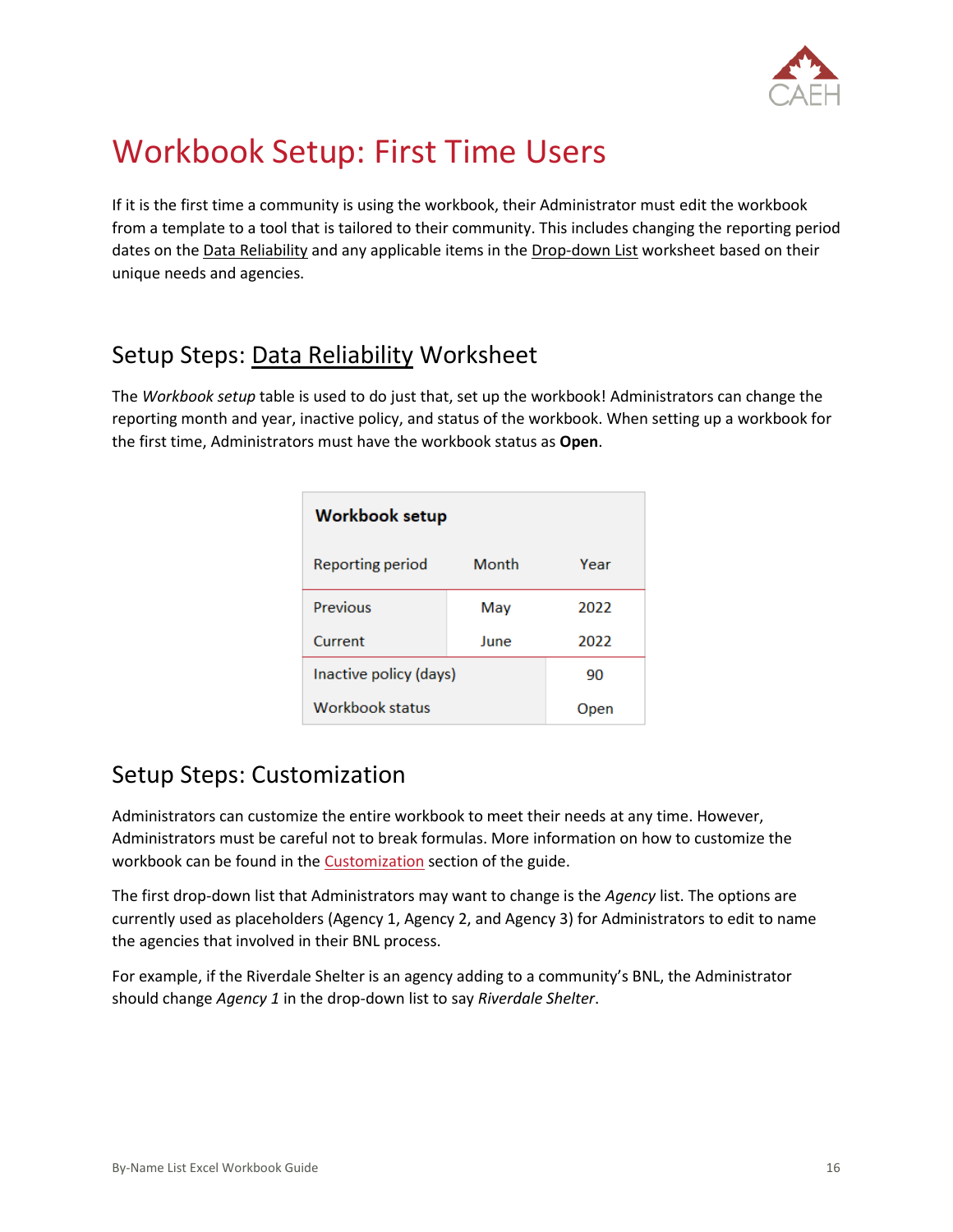# Workbook Setup: First Time Users

If it is the first time a community is using the workbook, their Administrator must edit the workbook from a template to a tool that is tailored to their community. This includes changing the reporting period dates on the Data Reliability and any applicable items in the Drop-down List worksheet based on their unique needs and agencies.

## Setup Steps: Data Reliability Worksheet

The *Workbook setup* table is used to do just that, set up the workbook! Administrators can change the reporting month and year, inactive policy, and status of the workbook. When setting up a workbook for the first time, Administrators must have the workbook status as **Open**.

| **Workbook setup** | | |
|---|---|---|
| Reporting period | Month | Year |
| Previous | May | 2022 |
| Current | June | 2022 |
| Inactive policy (days) | | 90 |
| Workbook status | | Open |

## Setup Steps: Customization

Administrators can customize the entire workbook to meet their needs at any time. However, Administrators must be careful not to break formulas. More information on how to customize the workbook can be found in the Customization section of the guide.

The first drop-down list that Administrators may want to change is the *Agency* list. The options are currently used as placeholders (Agency 1, Agency 2, and Agency 3) for Administrators to edit to name the agencies that involved in their BNL process.

For example, if the Riverdale Shelter is an agency adding to a community's BNL, the Administrator should change *Agency 1* in the drop-down list to say *Riverdale Shelter*.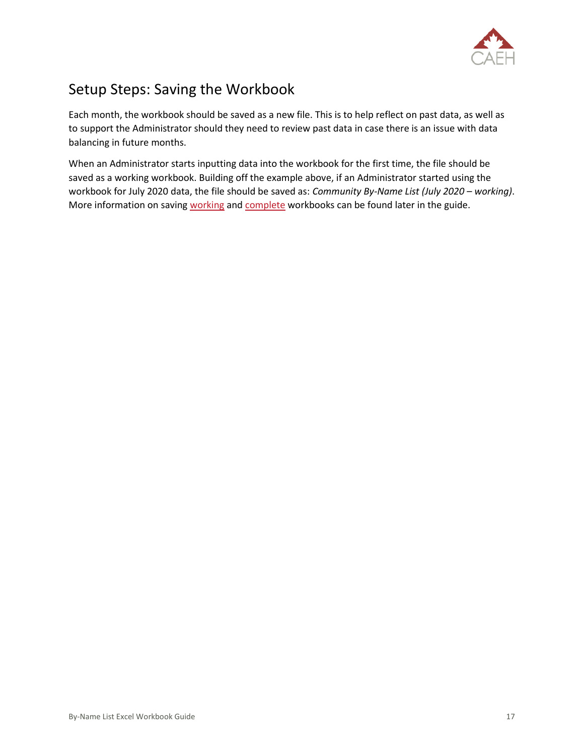## Setup Steps: Saving the Workbook

Each month, the workbook should be saved as a new file. This is to help reflect on past data, as well as to support the Administrator should they need to review past data in case there is an issue with data balancing in future months.

When an Administrator starts inputting data into the workbook for the first time, the file should be saved as a working workbook. Building off the example above, if an Administrator started using the workbook for July 2020 data, the file should be saved as: *Community By-Name List (July 2020 – working)*. More information on saving working and complete workbooks can be found later in the guide.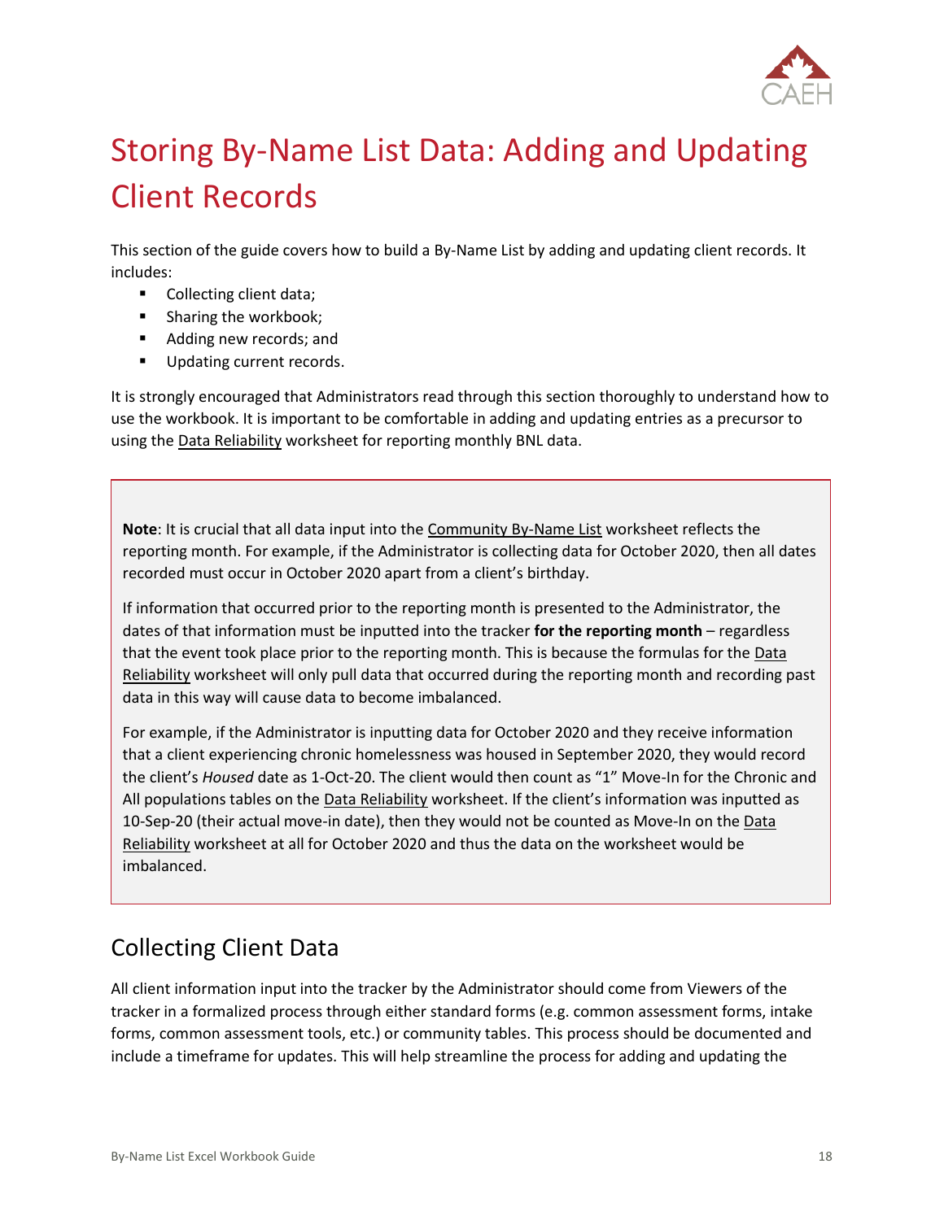# Storing By-Name List Data: Adding and Updating Client Records

This section of the guide covers how to build a By-Name List by adding and updating client records. It includes:

- Collecting client data;
- Sharing the workbook;
- Adding new records; and
- Updating current records.

It is strongly encouraged that Administrators read through this section thoroughly to understand how to use the workbook. It is important to be comfortable in adding and updating entries as a precursor to using the Data Reliability worksheet for reporting monthly BNL data.

> **Note**: It is crucial that all data input into the Community By-Name List worksheet reflects the reporting month. For example, if the Administrator is collecting data for October 2020, then all dates recorded must occur in October 2020 apart from a client's birthday.
>
> If information that occurred prior to the reporting month is presented to the Administrator, the dates of that information must be inputted into the tracker **for the reporting month** – regardless that the event took place prior to the reporting month. This is because the formulas for the Data Reliability worksheet will only pull data that occurred during the reporting month and recording past data in this way will cause data to become imbalanced.
>
> For example, if the Administrator is inputting data for October 2020 and they receive information that a client experiencing chronic homelessness was housed in September 2020, they would record the client's *Housed* date as 1-Oct-20. The client would then count as "1" Move-In for the Chronic and All populations tables on the Data Reliability worksheet. If the client's information was inputted as 10-Sep-20 (their actual move-in date), then they would not be counted as Move-In on the Data Reliability worksheet at all for October 2020 and thus the data on the worksheet would be imbalanced.

## Collecting Client Data

All client information input into the tracker by the Administrator should come from Viewers of the tracker in a formalized process through either standard forms (e.g. common assessment forms, intake forms, common assessment tools, etc.) or community tables. This process should be documented and include a timeframe for updates. This will help streamline the process for adding and updating the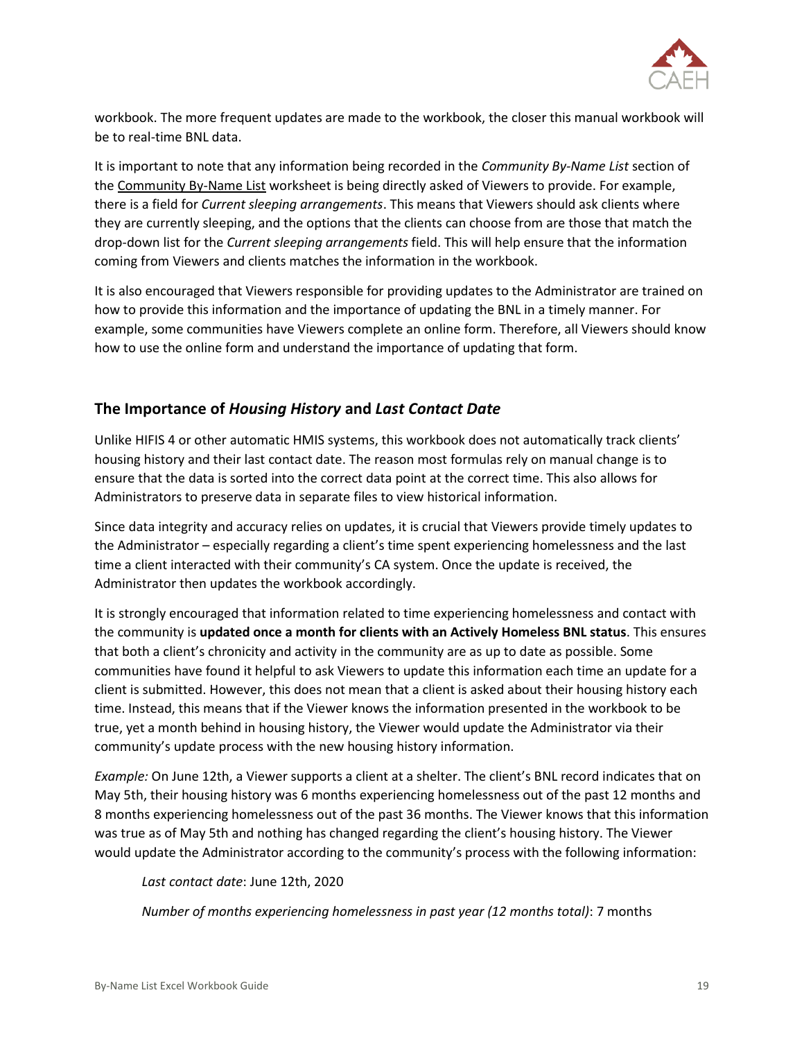workbook. The more frequent updates are made to the workbook, the closer this manual workbook will be to real-time BNL data.

It is important to note that any information being recorded in the *Community By-Name List* section of the Community By-Name List worksheet is being directly asked of Viewers to provide. For example, there is a field for *Current sleeping arrangements*. This means that Viewers should ask clients where they are currently sleeping, and the options that the clients can choose from are those that match the drop-down list for the *Current sleeping arrangements* field. This will help ensure that the information coming from Viewers and clients matches the information in the workbook.

It is also encouraged that Viewers responsible for providing updates to the Administrator are trained on how to provide this information and the importance of updating the BNL in a timely manner. For example, some communities have Viewers complete an online form. Therefore, all Viewers should know how to use the online form and understand the importance of updating that form.

## The Importance of *Housing History* and *Last Contact Date*

Unlike HIFIS 4 or other automatic HMIS systems, this workbook does not automatically track clients' housing history and their last contact date. The reason most formulas rely on manual change is to ensure that the data is sorted into the correct data point at the correct time. This also allows for Administrators to preserve data in separate files to view historical information.

Since data integrity and accuracy relies on updates, it is crucial that Viewers provide timely updates to the Administrator – especially regarding a client's time spent experiencing homelessness and the last time a client interacted with their community's CA system. Once the update is received, the Administrator then updates the workbook accordingly.

It is strongly encouraged that information related to time experiencing homelessness and contact with the community is **updated once a month for clients with an Actively Homeless BNL status**. This ensures that both a client's chronicity and activity in the community are as up to date as possible. Some communities have found it helpful to ask Viewers to update this information each time an update for a client is submitted. However, this does not mean that a client is asked about their housing history each time. Instead, this means that if the Viewer knows the information presented in the workbook to be true, yet a month behind in housing history, the Viewer would update the Administrator via their community's update process with the new housing history information.

*Example:* On June 12th, a Viewer supports a client at a shelter. The client's BNL record indicates that on May 5th, their housing history was 6 months experiencing homelessness out of the past 12 months and 8 months experiencing homelessness out of the past 36 months. The Viewer knows that this information was true as of May 5th and nothing has changed regarding the client's housing history. The Viewer would update the Administrator according to the community's process with the following information:

*Last contact date*: June 12th, 2020

*Number of months experiencing homelessness in past year (12 months total)*: 7 months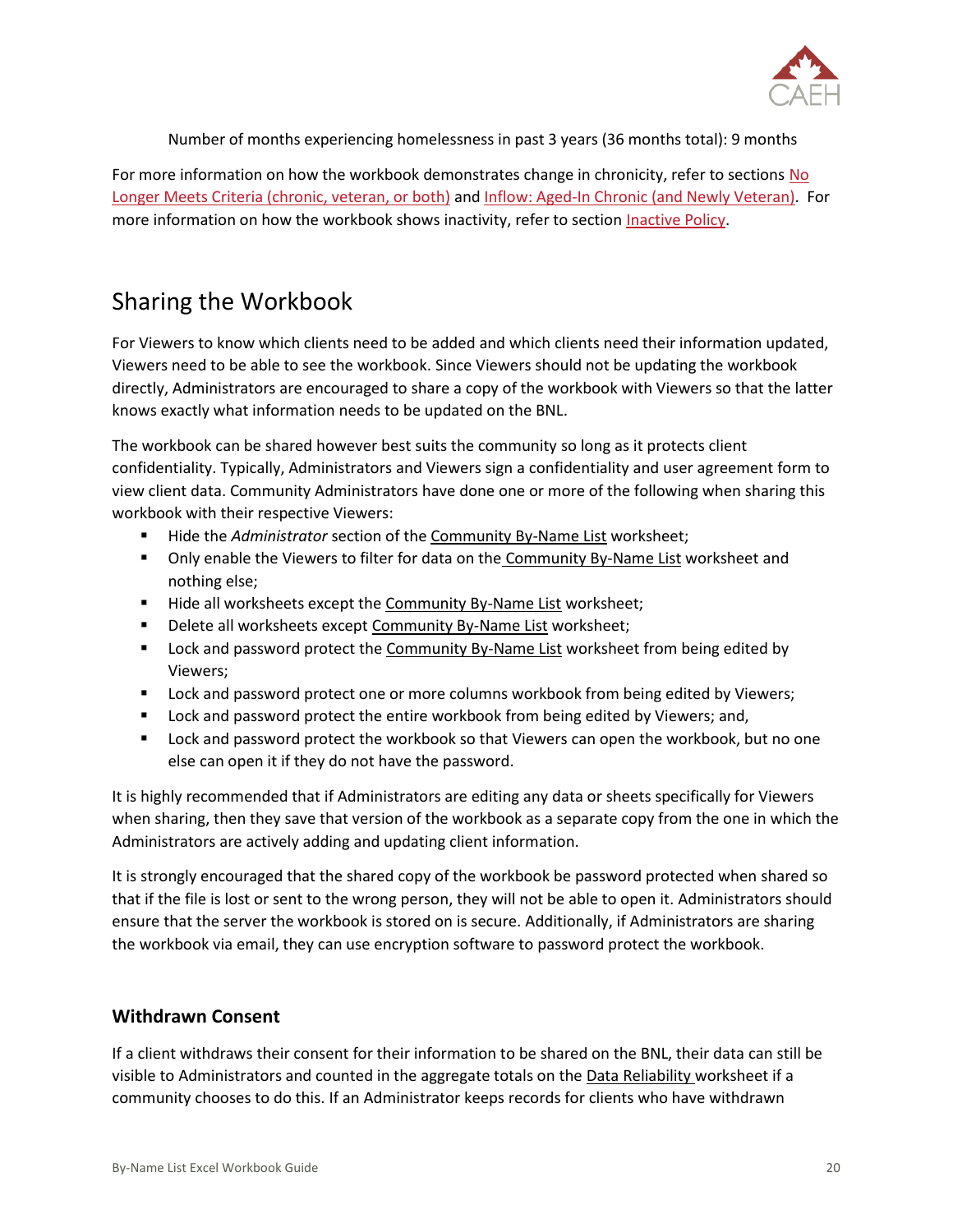Number of months experiencing homelessness in past 3 years (36 months total): 9 months

For more information on how the workbook demonstrates change in chronicity, refer to sections No Longer Meets Criteria (chronic, veteran, or both) and Inflow: Aged-In Chronic (and Newly Veteran). For more information on how the workbook shows inactivity, refer to section Inactive Policy.

# Sharing the Workbook

For Viewers to know which clients need to be added and which clients need their information updated, Viewers need to be able to see the workbook. Since Viewers should not be updating the workbook directly, Administrators are encouraged to share a copy of the workbook with Viewers so that the latter knows exactly what information needs to be updated on the BNL.

The workbook can be shared however best suits the community so long as it protects client confidentiality. Typically, Administrators and Viewers sign a confidentiality and user agreement form to view client data. Community Administrators have done one or more of the following when sharing this workbook with their respective Viewers:

- Hide the *Administrator* section of the Community By-Name List worksheet;
- Only enable the Viewers to filter for data on the Community By-Name List worksheet and nothing else;
- Hide all worksheets except the Community By-Name List worksheet;
- Delete all worksheets except Community By-Name List worksheet;
- Lock and password protect the Community By-Name List worksheet from being edited by Viewers;
- Lock and password protect one or more columns workbook from being edited by Viewers;
- Lock and password protect the entire workbook from being edited by Viewers; and,
- Lock and password protect the workbook so that Viewers can open the workbook, but no one else can open it if they do not have the password.

It is highly recommended that if Administrators are editing any data or sheets specifically for Viewers when sharing, then they save that version of the workbook as a separate copy from the one in which the Administrators are actively adding and updating client information.

It is strongly encouraged that the shared copy of the workbook be password protected when shared so that if the file is lost or sent to the wrong person, they will not be able to open it. Administrators should ensure that the server the workbook is stored on is secure. Additionally, if Administrators are sharing the workbook via email, they can use encryption software to password protect the workbook.

### Withdrawn Consent

If a client withdraws their consent for their information to be shared on the BNL, their data can still be visible to Administrators and counted in the aggregate totals on the Data Reliability worksheet if a community chooses to do this. If an Administrator keeps records for clients who have withdrawn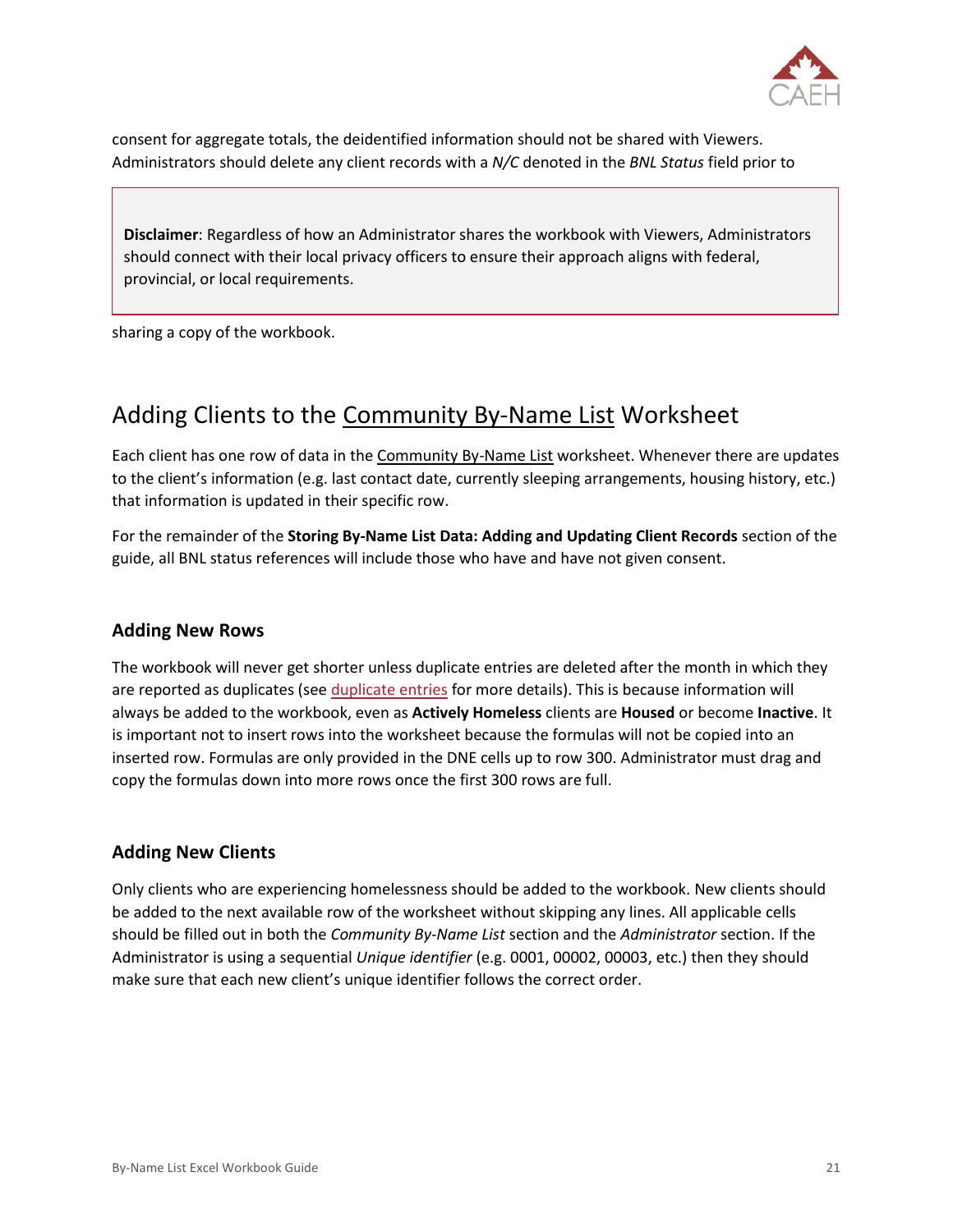consent for aggregate totals, the deidentified information should not be shared with Viewers. Administrators should delete any client records with a *N/C* denoted in the *BNL Status* field prior to sharing a copy of the workbook.

> **Disclaimer**: Regardless of how an Administrator shares the workbook with Viewers, Administrators should connect with their local privacy officers to ensure their approach aligns with federal, provincial, or local requirements.

## Adding Clients to the Community By-Name List Worksheet

Each client has one row of data in the Community By-Name List worksheet. Whenever there are updates to the client's information (e.g. last contact date, currently sleeping arrangements, housing history, etc.) that information is updated in their specific row.

For the remainder of the **Storing By-Name List Data: Adding and Updating Client Records** section of the guide, all BNL status references will include those who have and have not given consent.

### Adding New Rows

The workbook will never get shorter unless duplicate entries are deleted after the month in which they are reported as duplicates (see duplicate entries for more details). This is because information will always be added to the workbook, even as **Actively Homeless** clients are **Housed** or become **Inactive**. It is important not to insert rows into the worksheet because the formulas will not be copied into an inserted row. Formulas are only provided in the DNE cells up to row 300. Administrator must drag and copy the formulas down into more rows once the first 300 rows are full.

### Adding New Clients

Only clients who are experiencing homelessness should be added to the workbook. New clients should be added to the next available row of the worksheet without skipping any lines. All applicable cells should be filled out in both the *Community By-Name List* section and the *Administrator* section. If the Administrator is using a sequential *Unique identifier* (e.g. 0001, 00002, 00003, etc.) then they should make sure that each new client's unique identifier follows the correct order.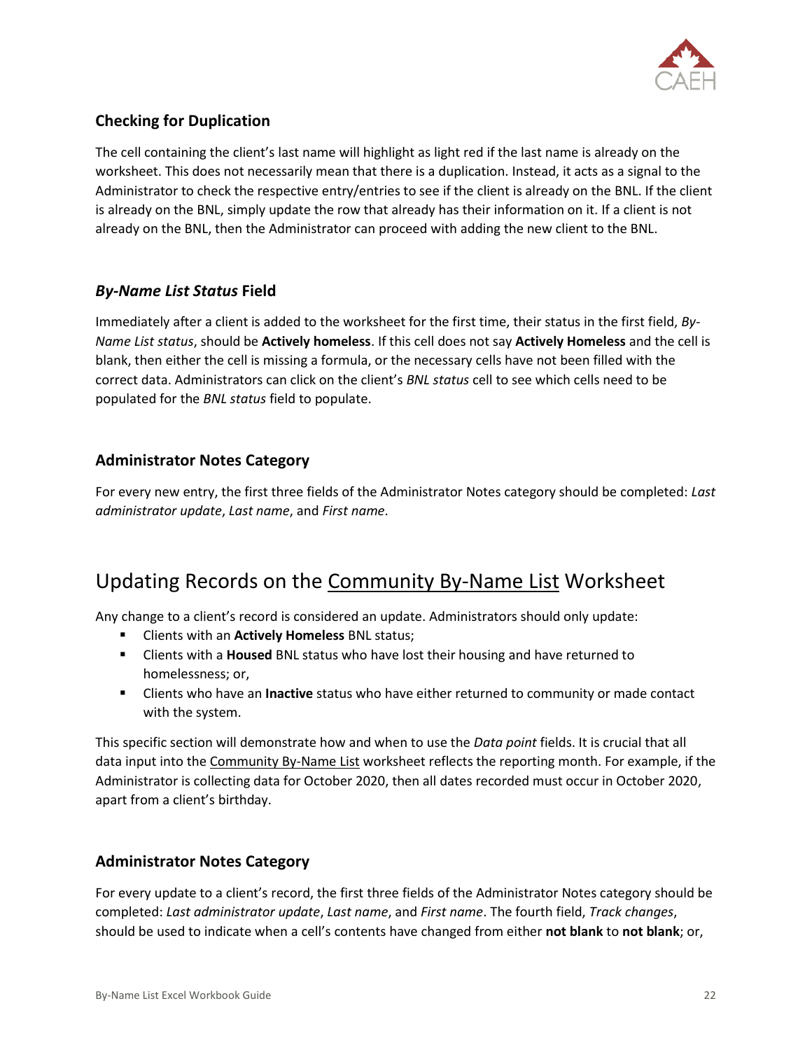### Checking for Duplication

The cell containing the client's last name will highlight as light red if the last name is already on the worksheet. This does not necessarily mean that there is a duplication. Instead, it acts as a signal to the Administrator to check the respective entry/entries to see if the client is already on the BNL. If the client is already on the BNL, simply update the row that already has their information on it. If a client is not already on the BNL, then the Administrator can proceed with adding the new client to the BNL.

### *By-Name List Status* Field

Immediately after a client is added to the worksheet for the first time, their status in the first field, *By-Name List status*, should be **Actively homeless**. If this cell does not say **Actively Homeless** and the cell is blank, then either the cell is missing a formula, or the necessary cells have not been filled with the correct data. Administrators can click on the client's *BNL status* cell to see which cells need to be populated for the *BNL status* field to populate.

### Administrator Notes Category

For every new entry, the first three fields of the Administrator Notes category should be completed: *Last administrator update*, *Last name*, and *First name*.

## Updating Records on the Community By-Name List Worksheet

Any change to a client's record is considered an update. Administrators should only update:

- Clients with an **Actively Homeless** BNL status;
- Clients with a **Housed** BNL status who have lost their housing and have returned to homelessness; or,
- Clients who have an **Inactive** status who have either returned to community or made contact with the system.

This specific section will demonstrate how and when to use the *Data point* fields. It is crucial that all data input into the Community By-Name List worksheet reflects the reporting month. For example, if the Administrator is collecting data for October 2020, then all dates recorded must occur in October 2020, apart from a client's birthday.

### Administrator Notes Category

For every update to a client's record, the first three fields of the Administrator Notes category should be completed: *Last administrator update*, *Last name*, and *First name*. The fourth field, *Track changes*, should be used to indicate when a cell's contents have changed from either **not blank** to **not blank**; or,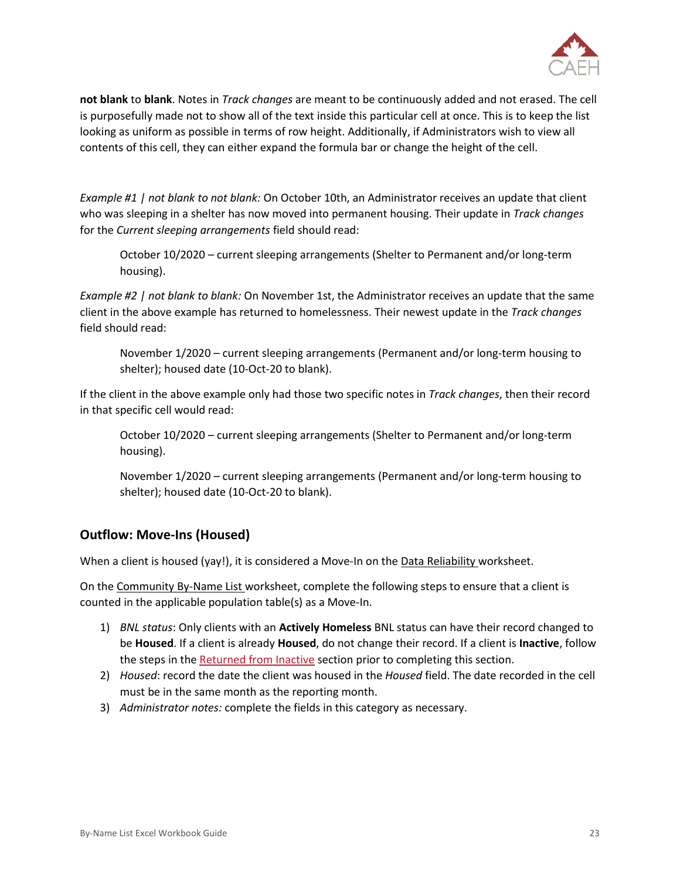**not blank** to **blank**. Notes in *Track changes* are meant to be continuously added and not erased. The cell is purposefully made not to show all of the text inside this particular cell at once. This is to keep the list looking as uniform as possible in terms of row height. Additionally, if Administrators wish to view all contents of this cell, they can either expand the formula bar or change the height of the cell.

*Example #1 | not blank to not blank:* On October 10th, an Administrator receives an update that client who was sleeping in a shelter has now moved into permanent housing. Their update in *Track changes* for the *Current sleeping arrangements* field should read:

> October 10/2020 – current sleeping arrangements (Shelter to Permanent and/or long-term housing).

*Example #2 | not blank to blank:* On November 1st, the Administrator receives an update that the same client in the above example has returned to homelessness. Their newest update in the *Track changes* field should read:

> November 1/2020 – current sleeping arrangements (Permanent and/or long-term housing to shelter); housed date (10-Oct-20 to blank).

If the client in the above example only had those two specific notes in *Track changes*, then their record in that specific cell would read:

> October 10/2020 – current sleeping arrangements (Shelter to Permanent and/or long-term housing).
>
> November 1/2020 – current sleeping arrangements (Permanent and/or long-term housing to shelter); housed date (10-Oct-20 to blank).

### Outflow: Move-Ins (Housed)

When a client is housed (yay!), it is considered a Move-In on the Data Reliability worksheet.

On the Community By-Name List worksheet, complete the following steps to ensure that a client is counted in the applicable population table(s) as a Move-In.

1) *BNL status*: Only clients with an **Actively Homeless** BNL status can have their record changed to be **Housed**. If a client is already **Housed**, do not change their record. If a client is **Inactive**, follow the steps in the Returned from Inactive section prior to completing this section.
2) *Housed*: record the date the client was housed in the *Housed* field. The date recorded in the cell must be in the same month as the reporting month.
3) *Administrator notes:* complete the fields in this category as necessary.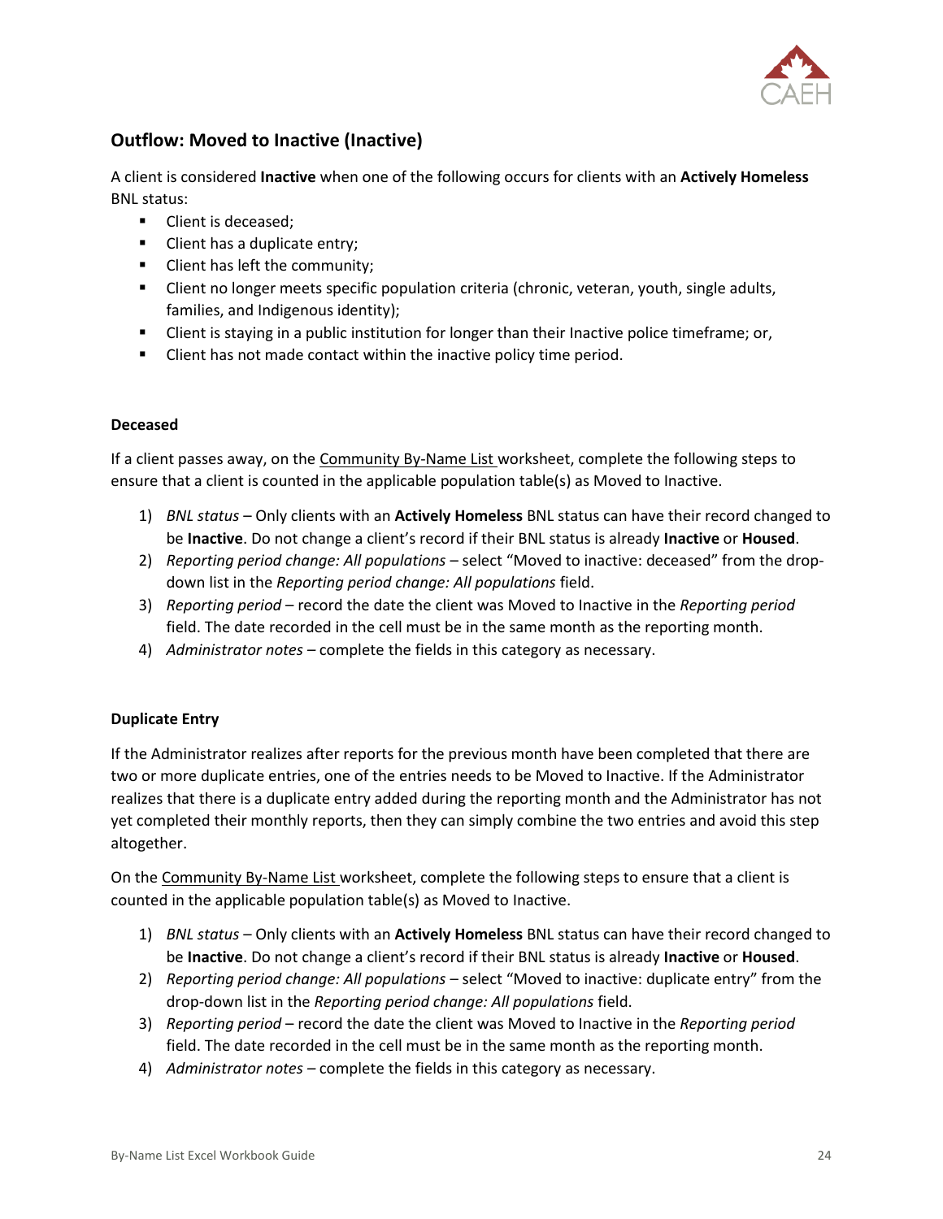## Outflow: Moved to Inactive (Inactive)

A client is considered **Inactive** when one of the following occurs for clients with an **Actively Homeless** BNL status:

- Client is deceased;
- Client has a duplicate entry;
- Client has left the community;
- Client no longer meets specific population criteria (chronic, veteran, youth, single adults, families, and Indigenous identity);
- Client is staying in a public institution for longer than their Inactive police timeframe; or,
- Client has not made contact within the inactive policy time period.

### Deceased

If a client passes away, on the Community By-Name List worksheet, complete the following steps to ensure that a client is counted in the applicable population table(s) as Moved to Inactive.

1) *BNL status* – Only clients with an **Actively Homeless** BNL status can have their record changed to be **Inactive**. Do not change a client's record if their BNL status is already **Inactive** or **Housed**.
2) *Reporting period change: All populations* – select "Moved to inactive: deceased" from the drop-down list in the *Reporting period change: All populations* field.
3) *Reporting period* – record the date the client was Moved to Inactive in the *Reporting period* field. The date recorded in the cell must be in the same month as the reporting month.
4) *Administrator notes* – complete the fields in this category as necessary.

### Duplicate Entry

If the Administrator realizes after reports for the previous month have been completed that there are two or more duplicate entries, one of the entries needs to be Moved to Inactive. If the Administrator realizes that there is a duplicate entry added during the reporting month and the Administrator has not yet completed their monthly reports, then they can simply combine the two entries and avoid this step altogether.

On the Community By-Name List worksheet, complete the following steps to ensure that a client is counted in the applicable population table(s) as Moved to Inactive.

1) *BNL status* – Only clients with an **Actively Homeless** BNL status can have their record changed to be **Inactive**. Do not change a client's record if their BNL status is already **Inactive** or **Housed**.
2) *Reporting period change: All populations* – select "Moved to inactive: duplicate entry" from the drop-down list in the *Reporting period change: All populations* field.
3) *Reporting period* – record the date the client was Moved to Inactive in the *Reporting period* field. The date recorded in the cell must be in the same month as the reporting month.
4) *Administrator notes* – complete the fields in this category as necessary.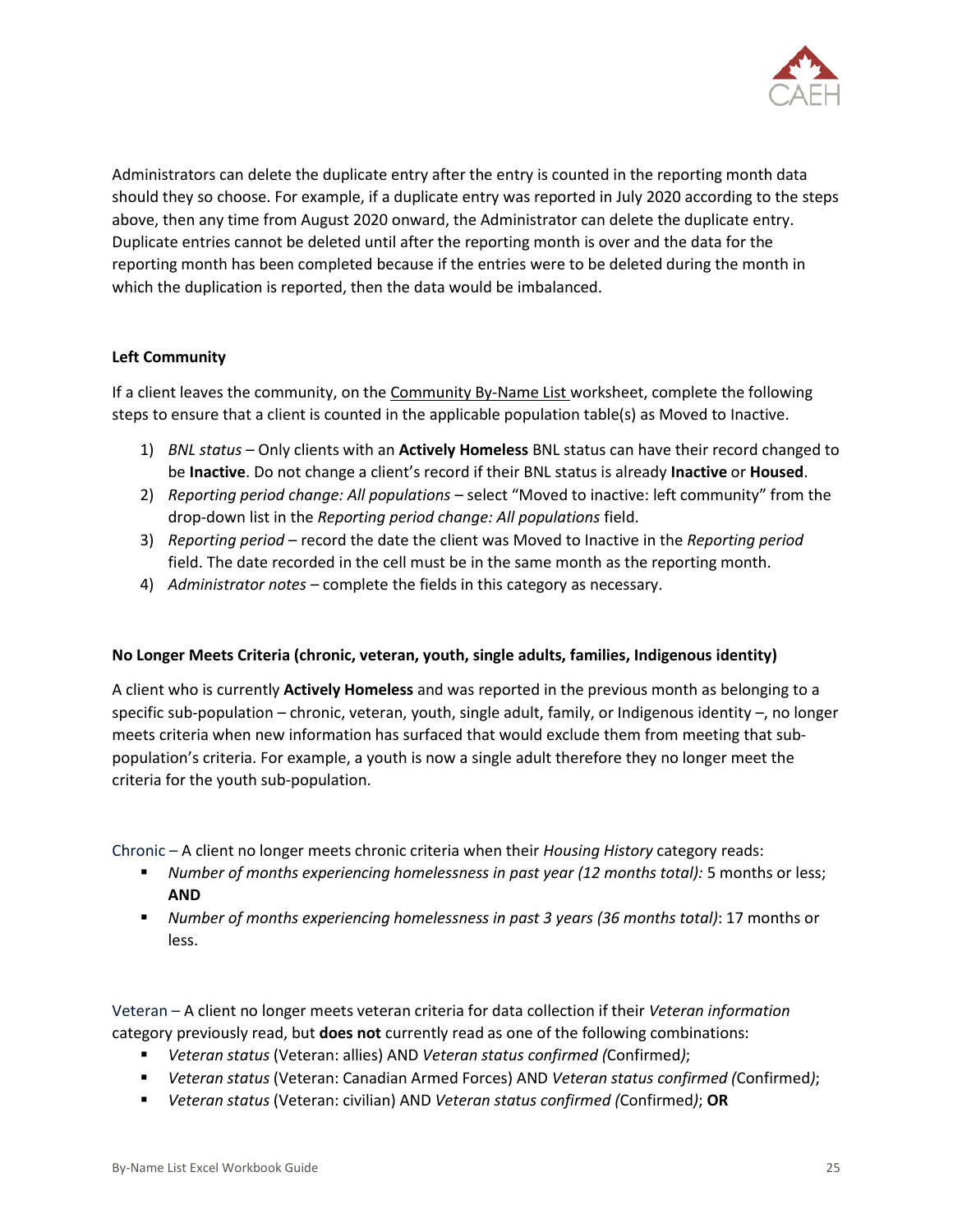Administrators can delete the duplicate entry after the entry is counted in the reporting month data should they so choose. For example, if a duplicate entry was reported in July 2020 according to the steps above, then any time from August 2020 onward, the Administrator can delete the duplicate entry. Duplicate entries cannot be deleted until after the reporting month is over and the data for the reporting month has been completed because if the entries were to be deleted during the month in which the duplication is reported, then the data would be imbalanced.

**Left Community**

If a client leaves the community, on the Community By-Name List worksheet, complete the following steps to ensure that a client is counted in the applicable population table(s) as Moved to Inactive.

1) *BNL status* – Only clients with an **Actively Homeless** BNL status can have their record changed to be **Inactive**. Do not change a client's record if their BNL status is already **Inactive** or **Housed**.
2) *Reporting period change: All populations* – select "Moved to inactive: left community" from the drop-down list in the *Reporting period change: All populations* field.
3) *Reporting period* – record the date the client was Moved to Inactive in the *Reporting period* field. The date recorded in the cell must be in the same month as the reporting month.
4) *Administrator notes* – complete the fields in this category as necessary.

**No Longer Meets Criteria (chronic, veteran, youth, single adults, families, Indigenous identity)**

A client who is currently **Actively Homeless** and was reported in the previous month as belonging to a specific sub-population – chronic, veteran, youth, single adult, family, or Indigenous identity –, no longer meets criteria when new information has surfaced that would exclude them from meeting that sub-population's criteria. For example, a youth is now a single adult therefore they no longer meet the criteria for the youth sub-population.

Chronic – A client no longer meets chronic criteria when their *Housing History* category reads:

- *Number of months experiencing homelessness in past year (12 months total):* 5 months or less; **AND**
- *Number of months experiencing homelessness in past 3 years (36 months total)*: 17 months or less.

Veteran – A client no longer meets veteran criteria for data collection if their *Veteran information* category previously read, but **does not** currently read as one of the following combinations:

- *Veteran status* (Veteran: allies) AND *Veteran status confirmed (*Confirmed*)*;
- *Veteran status* (Veteran: Canadian Armed Forces) AND *Veteran status confirmed (*Confirmed*)*;
- *Veteran status* (Veteran: civilian) AND *Veteran status confirmed (*Confirmed*)*; **OR**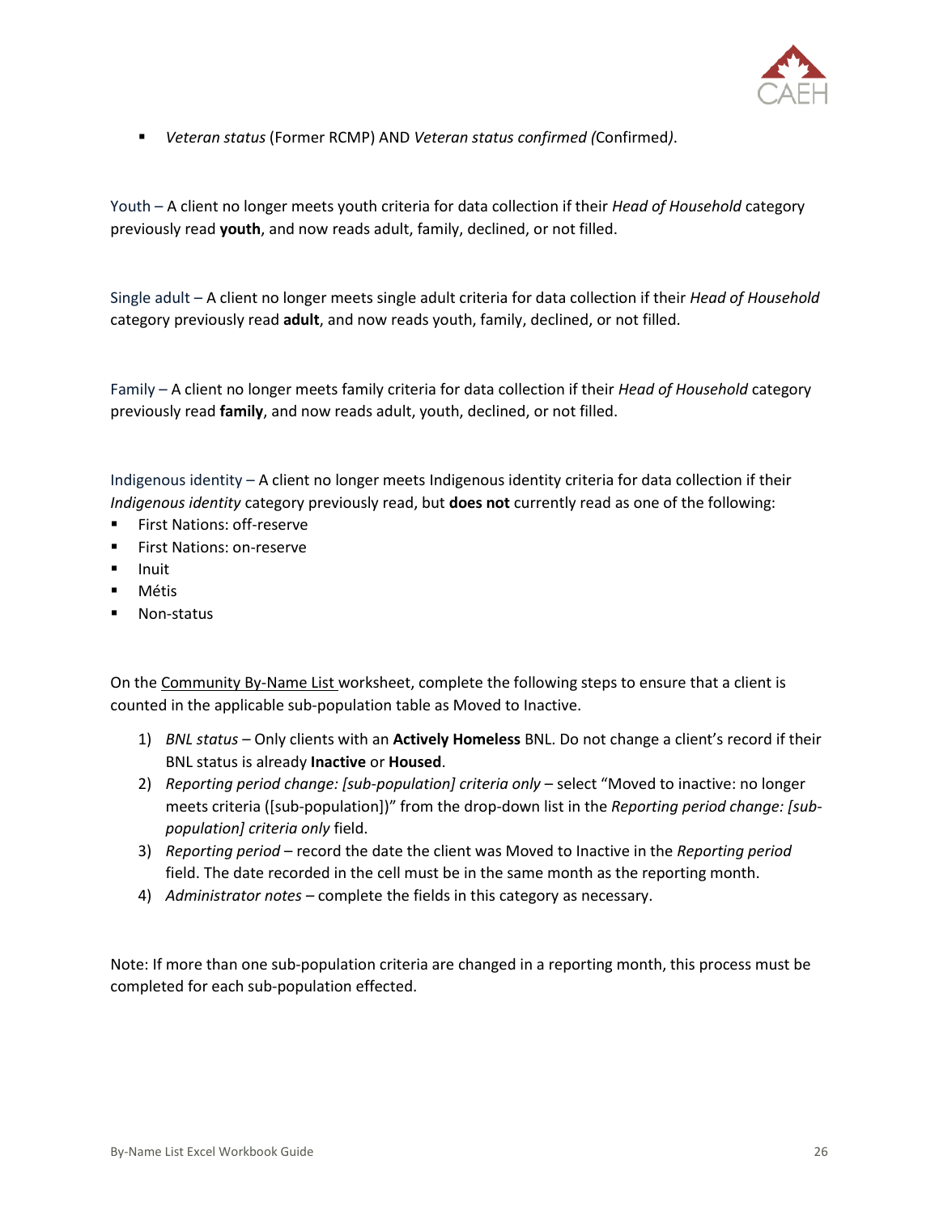- *Veteran status* (Former RCMP) AND *Veteran status confirmed (*Confirmed*)*.

Youth – A client no longer meets youth criteria for data collection if their *Head of Household* category previously read **youth**, and now reads adult, family, declined, or not filled.

Single adult – A client no longer meets single adult criteria for data collection if their *Head of Household* category previously read **adult**, and now reads youth, family, declined, or not filled.

Family – A client no longer meets family criteria for data collection if their *Head of Household* category previously read **family**, and now reads adult, youth, declined, or not filled.

Indigenous identity – A client no longer meets Indigenous identity criteria for data collection if their *Indigenous identity* category previously read, but **does not** currently read as one of the following:

- First Nations: off-reserve
- First Nations: on-reserve
- Inuit
- Métis
- Non-status

On the Community By-Name List worksheet, complete the following steps to ensure that a client is counted in the applicable sub-population table as Moved to Inactive.

1) *BNL status* – Only clients with an **Actively Homeless** BNL. Do not change a client's record if their BNL status is already **Inactive** or **Housed**.
2) *Reporting period change: [sub-population] criteria only* – select "Moved to inactive: no longer meets criteria ([sub-population])" from the drop-down list in the *Reporting period change: [sub-population] criteria only* field.
3) *Reporting period* – record the date the client was Moved to Inactive in the *Reporting period* field. The date recorded in the cell must be in the same month as the reporting month.
4) *Administrator notes* – complete the fields in this category as necessary.

Note: If more than one sub-population criteria are changed in a reporting month, this process must be completed for each sub-population effected.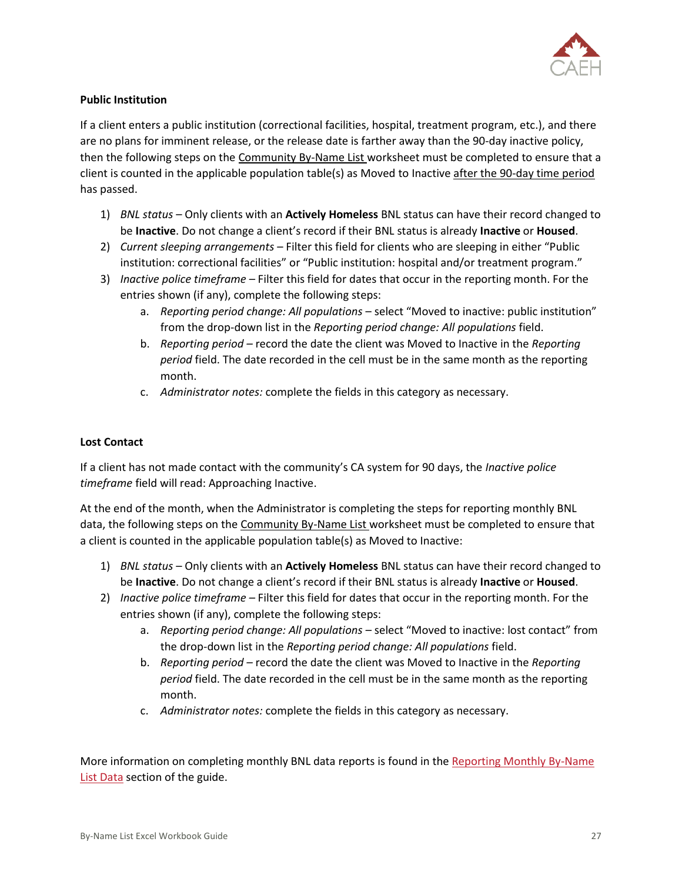**Public Institution**

If a client enters a public institution (correctional facilities, hospital, treatment program, etc.), and there are no plans for imminent release, or the release date is farther away than the 90-day inactive policy, then the following steps on the Community By-Name List worksheet must be completed to ensure that a client is counted in the applicable population table(s) as Moved to Inactive after the 90-day time period has passed.

1) *BNL status* – Only clients with an **Actively Homeless** BNL status can have their record changed to be **Inactive**. Do not change a client's record if their BNL status is already **Inactive** or **Housed**.
2) *Current sleeping arrangements* – Filter this field for clients who are sleeping in either "Public institution: correctional facilities" or "Public institution: hospital and/or treatment program."
3) *Inactive police timeframe* – Filter this field for dates that occur in the reporting month. For the entries shown (if any), complete the following steps:
   a. *Reporting period change: All populations* – select "Moved to inactive: public institution" from the drop-down list in the *Reporting period change: All populations* field.
   b. *Reporting period* – record the date the client was Moved to Inactive in the *Reporting period* field. The date recorded in the cell must be in the same month as the reporting month.
   c. *Administrator notes:* complete the fields in this category as necessary.

**Lost Contact**

If a client has not made contact with the community's CA system for 90 days, the *Inactive police timeframe* field will read: Approaching Inactive.

At the end of the month, when the Administrator is completing the steps for reporting monthly BNL data, the following steps on the Community By-Name List worksheet must be completed to ensure that a client is counted in the applicable population table(s) as Moved to Inactive:

1) *BNL status* – Only clients with an **Actively Homeless** BNL status can have their record changed to be **Inactive**. Do not change a client's record if their BNL status is already **Inactive** or **Housed**.
2) *Inactive police timeframe* – Filter this field for dates that occur in the reporting month. For the entries shown (if any), complete the following steps:
   a. *Reporting period change: All populations* – select "Moved to inactive: lost contact" from the drop-down list in the *Reporting period change: All populations* field.
   b. *Reporting period* – record the date the client was Moved to Inactive in the *Reporting period* field. The date recorded in the cell must be in the same month as the reporting month.
   c. *Administrator notes:* complete the fields in this category as necessary.

More information on completing monthly BNL data reports is found in the Reporting Monthly By-Name List Data section of the guide.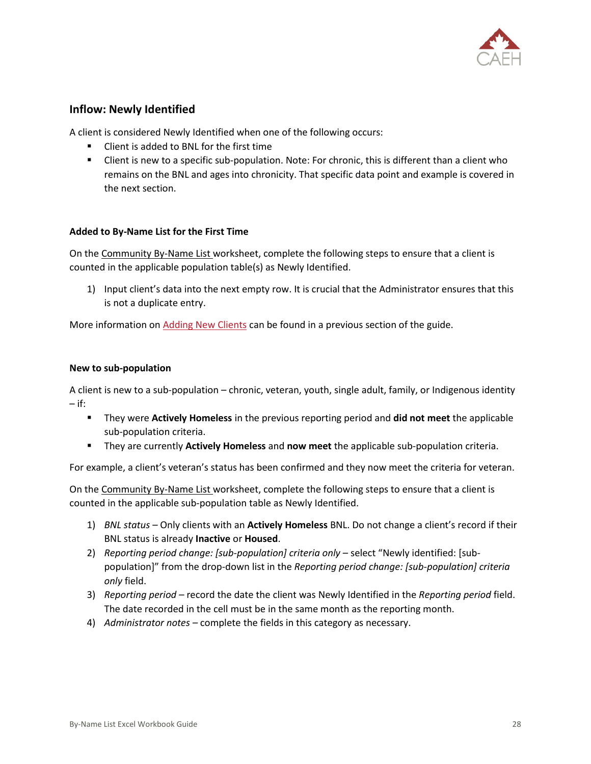## Inflow: Newly Identified

A client is considered Newly Identified when one of the following occurs:

- Client is added to BNL for the first time
- Client is new to a specific sub-population. Note: For chronic, this is different than a client who remains on the BNL and ages into chronicity. That specific data point and example is covered in the next section.

### Added to By-Name List for the First Time

On the Community By-Name List worksheet, complete the following steps to ensure that a client is counted in the applicable population table(s) as Newly Identified.

1) Input client's data into the next empty row. It is crucial that the Administrator ensures that this is not a duplicate entry.

More information on Adding New Clients can be found in a previous section of the guide.

### New to sub-population

A client is new to a sub-population – chronic, veteran, youth, single adult, family, or Indigenous identity – if:

- They were **Actively Homeless** in the previous reporting period and **did not meet** the applicable sub-population criteria.
- They are currently **Actively Homeless** and **now meet** the applicable sub-population criteria.

For example, a client's veteran's status has been confirmed and they now meet the criteria for veteran.

On the Community By-Name List worksheet, complete the following steps to ensure that a client is counted in the applicable sub-population table as Newly Identified.

1) *BNL status* – Only clients with an **Actively Homeless** BNL. Do not change a client's record if their BNL status is already **Inactive** or **Housed**.
2) *Reporting period change: [sub-population] criteria only* – select "Newly identified: [sub-population]" from the drop-down list in the *Reporting period change: [sub-population] criteria only* field.
3) *Reporting period* – record the date the client was Newly Identified in the *Reporting period* field. The date recorded in the cell must be in the same month as the reporting month.
4) *Administrator notes* – complete the fields in this category as necessary.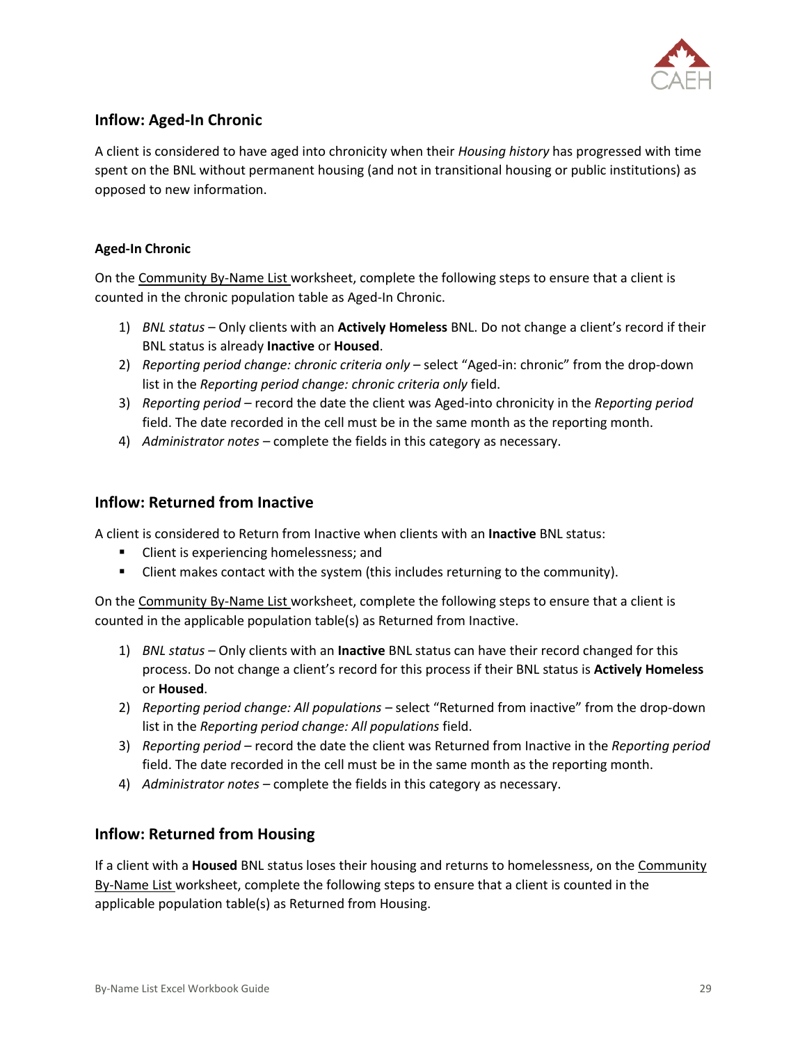## Inflow: Aged-In Chronic

A client is considered to have aged into chronicity when their *Housing history* has progressed with time spent on the BNL without permanent housing (and not in transitional housing or public institutions) as opposed to new information.

#### Aged-In Chronic

On the Community By-Name List worksheet, complete the following steps to ensure that a client is counted in the chronic population table as Aged-In Chronic.

1) *BNL status* – Only clients with an **Actively Homeless** BNL. Do not change a client's record if their BNL status is already **Inactive** or **Housed**.
2) *Reporting period change: chronic criteria only* – select "Aged-in: chronic" from the drop-down list in the *Reporting period change: chronic criteria only* field.
3) *Reporting period* – record the date the client was Aged-into chronicity in the *Reporting period* field. The date recorded in the cell must be in the same month as the reporting month.
4) *Administrator notes* – complete the fields in this category as necessary.

## Inflow: Returned from Inactive

A client is considered to Return from Inactive when clients with an **Inactive** BNL status:

- Client is experiencing homelessness; and
- Client makes contact with the system (this includes returning to the community).

On the Community By-Name List worksheet, complete the following steps to ensure that a client is counted in the applicable population table(s) as Returned from Inactive.

1) *BNL status* – Only clients with an **Inactive** BNL status can have their record changed for this process. Do not change a client's record for this process if their BNL status is **Actively Homeless** or **Housed**.
2) *Reporting period change: All populations* – select "Returned from inactive" from the drop-down list in the *Reporting period change: All populations* field.
3) *Reporting period* – record the date the client was Returned from Inactive in the *Reporting period* field. The date recorded in the cell must be in the same month as the reporting month.
4) *Administrator notes* – complete the fields in this category as necessary.

## Inflow: Returned from Housing

If a client with a **Housed** BNL status loses their housing and returns to homelessness, on the Community By-Name List worksheet, complete the following steps to ensure that a client is counted in the applicable population table(s) as Returned from Housing.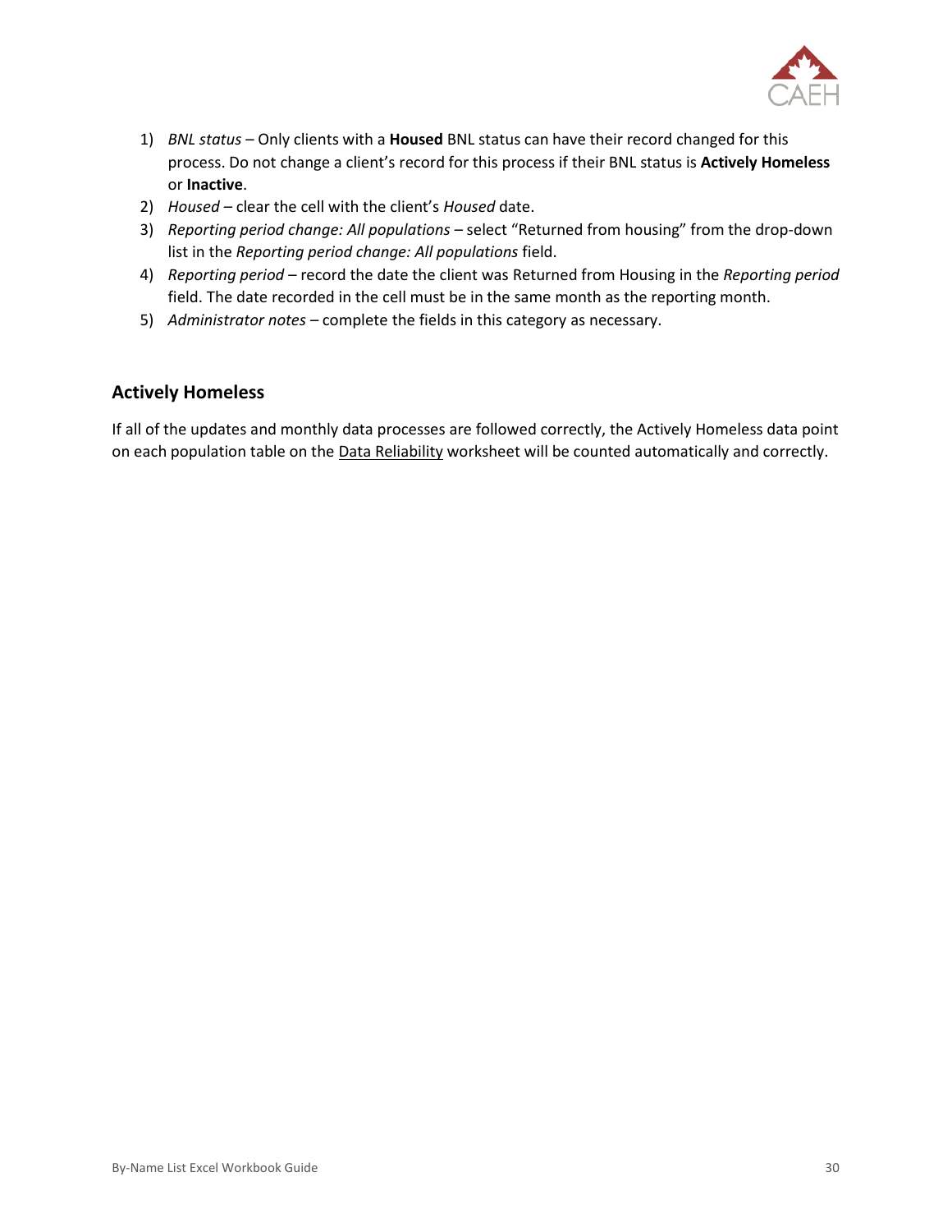1) *BNL status* – Only clients with a **Housed** BNL status can have their record changed for this process. Do not change a client's record for this process if their BNL status is **Actively Homeless** or **Inactive**.
2) *Housed* – clear the cell with the client's *Housed* date.
3) *Reporting period change: All populations* – select "Returned from housing" from the drop-down list in the *Reporting period change: All populations* field.
4) *Reporting period* – record the date the client was Returned from Housing in the *Reporting period* field. The date recorded in the cell must be in the same month as the reporting month.
5) *Administrator notes* – complete the fields in this category as necessary.

## Actively Homeless

If all of the updates and monthly data processes are followed correctly, the Actively Homeless data point on each population table on the Data Reliability worksheet will be counted automatically and correctly.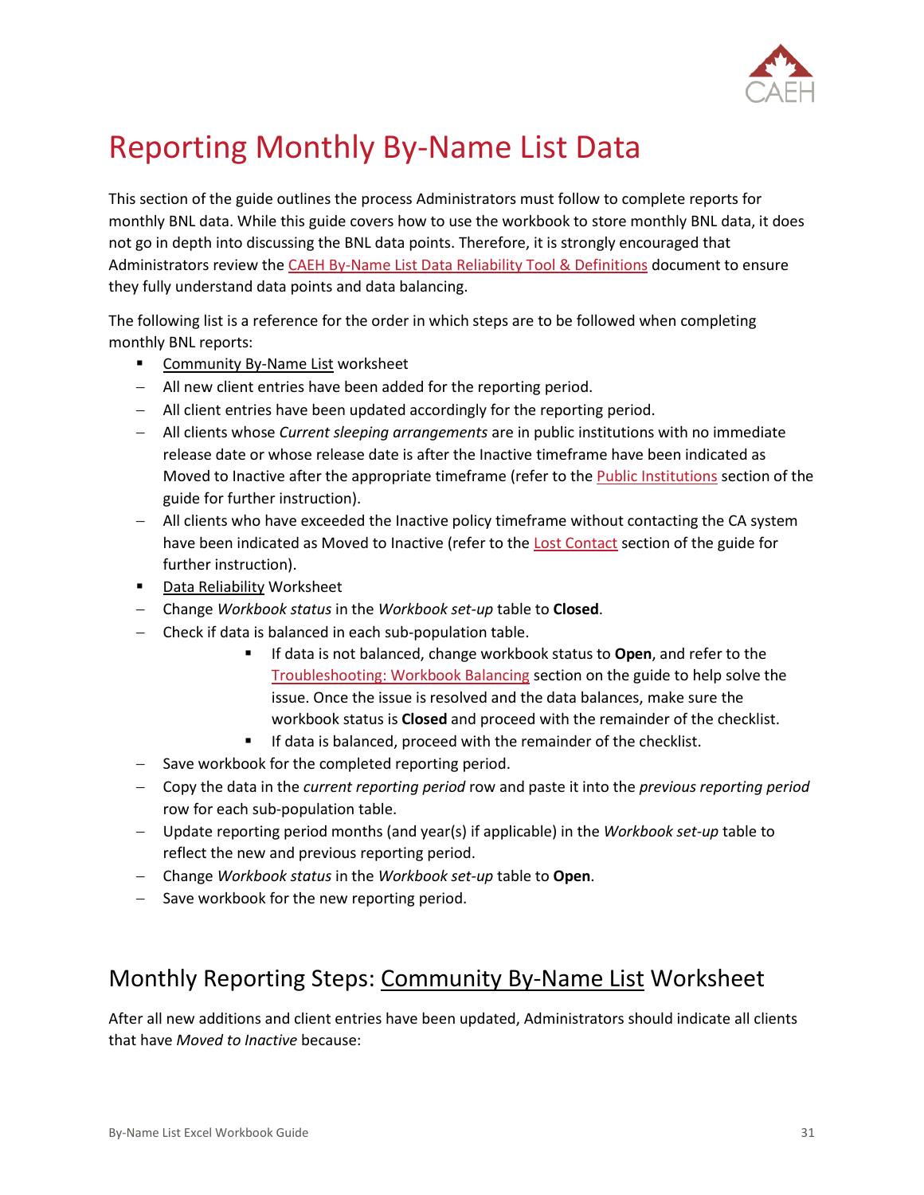# Reporting Monthly By-Name List Data

This section of the guide outlines the process Administrators must follow to complete reports for monthly BNL data. While this guide covers how to use the workbook to store monthly BNL data, it does not go in depth into discussing the BNL data points. Therefore, it is strongly encouraged that Administrators review the CAEH By-Name List Data Reliability Tool & Definitions document to ensure they fully understand data points and data balancing.

The following list is a reference for the order in which steps are to be followed when completing monthly BNL reports:

- Community By-Name List worksheet
  - All new client entries have been added for the reporting period.
  - All client entries have been updated accordingly for the reporting period.
  - All clients whose *Current sleeping arrangements* are in public institutions with no immediate release date or whose release date is after the Inactive timeframe have been indicated as Moved to Inactive after the appropriate timeframe (refer to the Public Institutions section of the guide for further instruction).
  - All clients who have exceeded the Inactive policy timeframe without contacting the CA system have been indicated as Moved to Inactive (refer to the Lost Contact section of the guide for further instruction).
- Data Reliability Worksheet
  - Change *Workbook status* in the *Workbook set-up* table to **Closed**.
  - Check if data is balanced in each sub-population table.
    - If data is not balanced, change workbook status to **Open**, and refer to the Troubleshooting: Workbook Balancing section on the guide to help solve the issue. Once the issue is resolved and the data balances, make sure the workbook status is **Closed** and proceed with the remainder of the checklist.
    - If data is balanced, proceed with the remainder of the checklist.
  - Save workbook for the completed reporting period.
  - Copy the data in the *current reporting period* row and paste it into the *previous reporting period* row for each sub-population table.
  - Update reporting period months (and year(s) if applicable) in the *Workbook set-up* table to reflect the new and previous reporting period.
  - Change *Workbook status* in the *Workbook set-up* table to **Open**.
  - Save workbook for the new reporting period.

## Monthly Reporting Steps: Community By-Name List Worksheet

After all new additions and client entries have been updated, Administrators should indicate all clients that have *Moved to Inactive* because: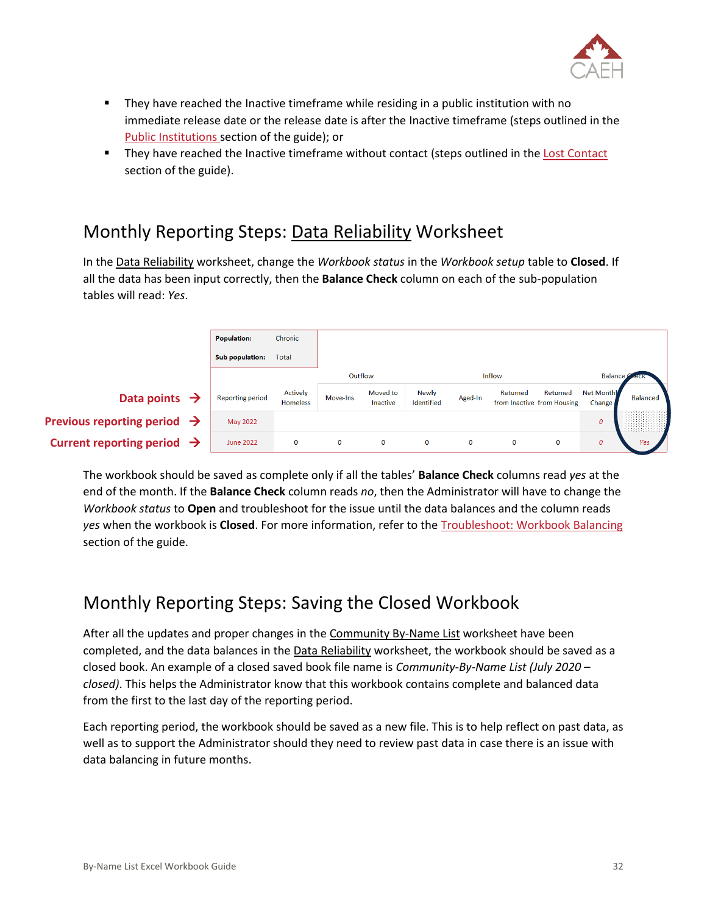- They have reached the Inactive timeframe while residing in a public institution with no immediate release date or the release date is after the Inactive timeframe (steps outlined in the Public Institutions section of the guide); or
- They have reached the Inactive timeframe without contact (steps outlined in the Lost Contact section of the guide).

## Monthly Reporting Steps: Data Reliability Worksheet

In the Data Reliability worksheet, change the *Workbook status* in the *Workbook setup* table to **Closed**. If all the data has been input correctly, then the **Balance Check** column on each of the sub-population tables will read: *Yes*.

| | **Population:** Chronic | | | | | | | | | |
|---|---|---|---|---|---|---|---|---|---|---|
| | **Sub population:** Total | | | | | | | | | |
| | | Outflow | | | Inflow | | | | Balance Check | |
| **Data points →** | Reporting period | Actively Homeless | Move-Ins | Moved to Inactive | Newly Identified | Aged-In | Returned from Inactive | Returned from Housing | Net Monthly Change | Balanced |
| **Previous reporting period →** | May 2022 | | | | | | | | 0 | |
| **Current reporting period →** | June 2022 | 0 | 0 | 0 | 0 | 0 | 0 | 0 | 0 | Yes |

The workbook should be saved as complete only if all the tables' **Balance Check** columns read *yes* at the end of the month. If the **Balance Check** column reads *no*, then the Administrator will have to change the *Workbook status* to **Open** and troubleshoot for the issue until the data balances and the column reads *yes* when the workbook is **Closed**. For more information, refer to the Troubleshoot: Workbook Balancing section of the guide.

## Monthly Reporting Steps: Saving the Closed Workbook

After all the updates and proper changes in the Community By-Name List worksheet have been completed, and the data balances in the Data Reliability worksheet, the workbook should be saved as a closed book. An example of a closed saved book file name is *Community-By-Name List (July 2020 – closed)*. This helps the Administrator know that this workbook contains complete and balanced data from the first to the last day of the reporting period.

Each reporting period, the workbook should be saved as a new file. This is to help reflect on past data, as well as to support the Administrator should they need to review past data in case there is an issue with data balancing in future months.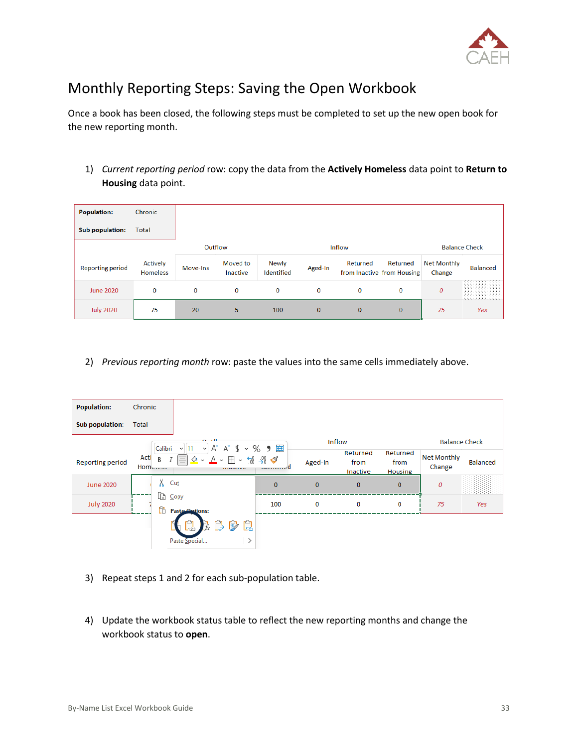# Monthly Reporting Steps: Saving the Open Workbook

Once a book has been closed, the following steps must be completed to set up the new open book for the new reporting month.

1) *Current reporting period* row: copy the data from the **Actively Homeless** data point to **Return to Housing** data point.

| Population: | Chronic | | | | | | | | |
|---|---|---|---|---|---|---|---|---|---|
| Sub population: | Total | | | | | | | | |
| | | Outflow | | Inflow | | | | Balance Check | |
| Reporting period | Actively Homeless | Move-Ins | Moved to Inactive | Newly Identified | Aged-In | Returned from Inactive | Returned from Housing | Net Monthly Change | Balanced |
| June 2020 | 0 | 0 | 0 | 0 | 0 | 0 | 0 | 0 | |
| July 2020 | 75 | 20 | 5 | 100 | 0 | 0 | 0 | 75 | Yes |

2) *Previous reporting month* row: paste the values into the same cells immediately above.

3) Repeat steps 1 and 2 for each sub-population table.

4) Update the workbook status table to reflect the new reporting months and change the workbook status to **open**.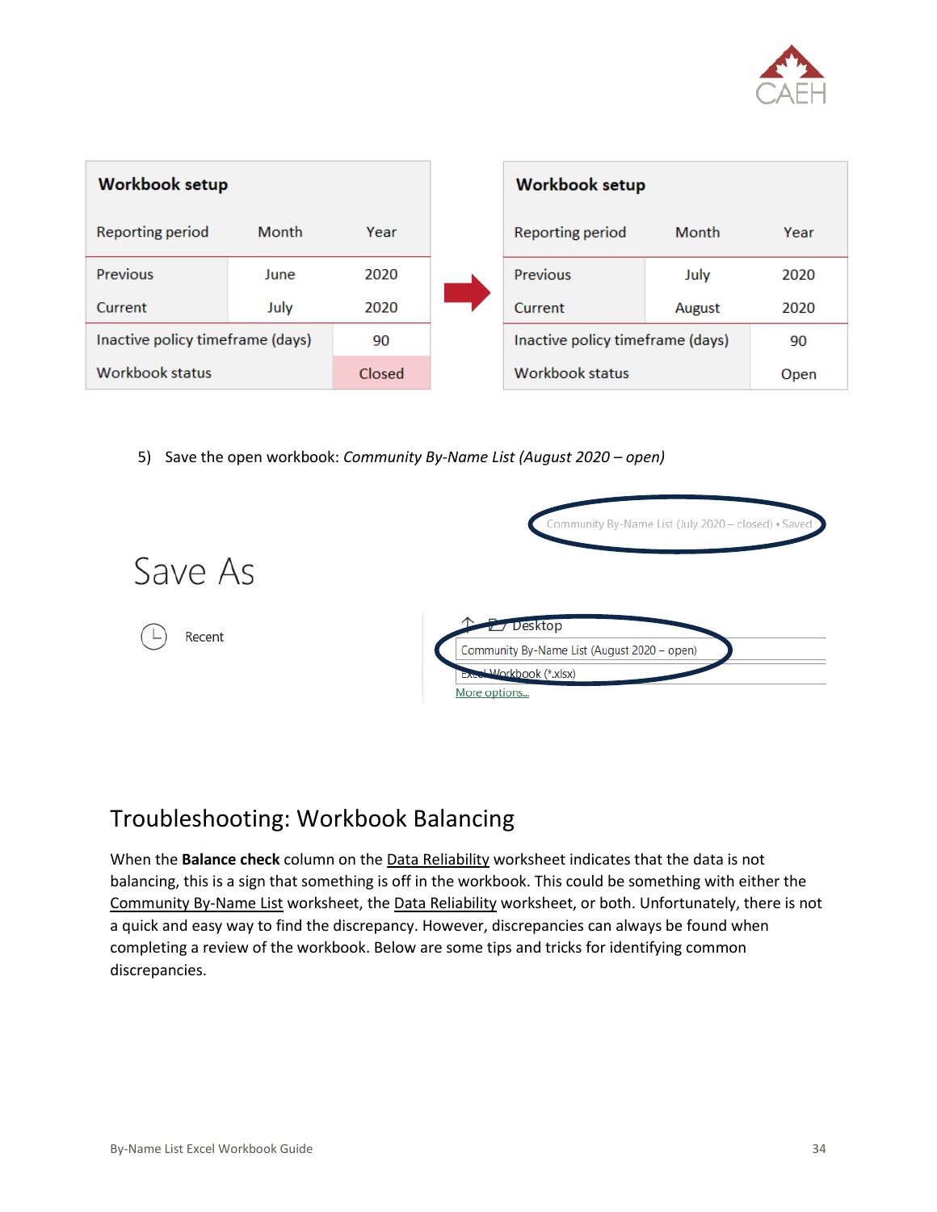| Workbook setup | | |
|---|---|---|
| Reporting period | Month | Year |
| Previous | June | 2020 |
| Current | July | 2020 |
| Inactive policy timeframe (days) | | 90 |
| Workbook status | | Closed |

| Workbook setup | | |
|---|---|---|
| Reporting period | Month | Year |
| Previous | July | 2020 |
| Current | August | 2020 |
| Inactive policy timeframe (days) | | 90 |
| Workbook status | | Open |

5) Save the open workbook: *Community By-Name List (August 2020 – open)*

Community By-Name List (July 2020 – closed) • Saved

Save As

Recent

Desktop

Community By-Name List (August 2020 – open)

Excel Workbook (*.xlsx)

More options...

## Troubleshooting: Workbook Balancing

When the **Balance check** column on the Data Reliability worksheet indicates that the data is not balancing, this is a sign that something is off in the workbook. This could be something with either the Community By-Name List worksheet, the Data Reliability worksheet, or both. Unfortunately, there is not a quick and easy way to find the discrepancy. However, discrepancies can always be found when completing a review of the workbook. Below are some tips and tricks for identifying common discrepancies.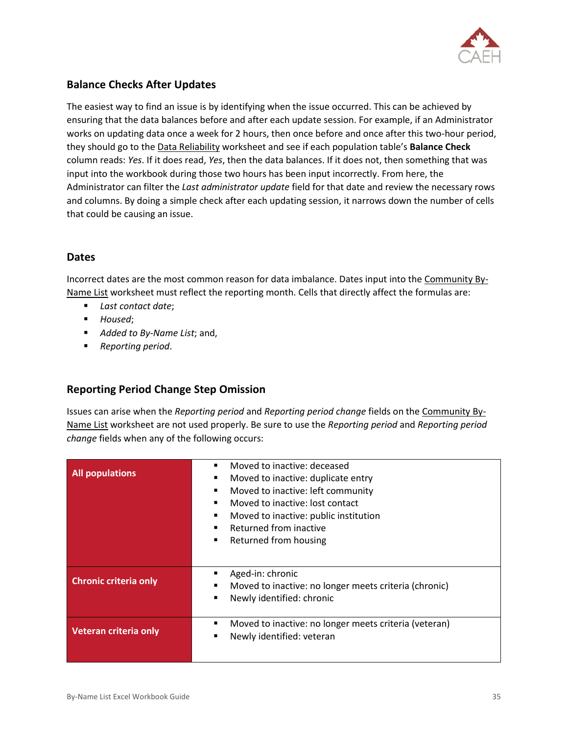## Balance Checks After Updates

The easiest way to find an issue is by identifying when the issue occurred. This can be achieved by ensuring that the data balances before and after each update session. For example, if an Administrator works on updating data once a week for 2 hours, then once before and once after this two-hour period, they should go to the Data Reliability worksheet and see if each population table's **Balance Check** column reads: *Yes*. If it does read, *Yes*, then the data balances. If it does not, then something that was input into the workbook during those two hours has been input incorrectly. From here, the Administrator can filter the *Last administrator update* field for that date and review the necessary rows and columns. By doing a simple check after each updating session, it narrows down the number of cells that could be causing an issue.

## Dates

Incorrect dates are the most common reason for data imbalance. Dates input into the Community By-Name List worksheet must reflect the reporting month. Cells that directly affect the formulas are:

- *Last contact date*;
- *Housed*;
- *Added to By-Name List*; and,
- *Reporting period*.

## Reporting Period Change Step Omission

Issues can arise when the *Reporting period* and *Reporting period change* fields on the Community By-Name List worksheet are not used properly. Be sure to use the *Reporting period* and *Reporting period change* fields when any of the following occurs:

| | |
|---|---|
| **All populations** | - Moved to inactive: deceased<br>- Moved to inactive: duplicate entry<br>- Moved to inactive: left community<br>- Moved to inactive: lost contact<br>- Moved to inactive: public institution<br>- Returned from inactive<br>- Returned from housing |
| **Chronic criteria only** | - Aged-in: chronic<br>- Moved to inactive: no longer meets criteria (chronic)<br>- Newly identified: chronic |
| **Veteran criteria only** | - Moved to inactive: no longer meets criteria (veteran)<br>- Newly identified: veteran |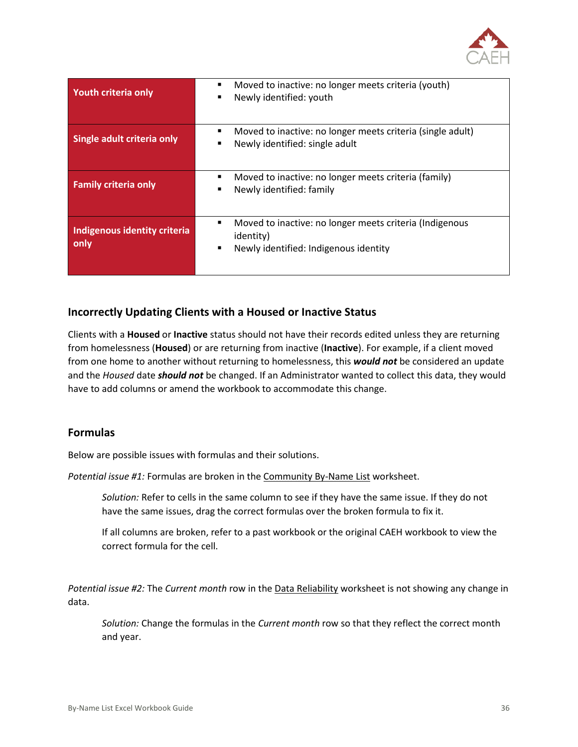| | |
|---|---|
| **Youth criteria only** | ▪ Moved to inactive: no longer meets criteria (youth)<br>▪ Newly identified: youth |
| **Single adult criteria only** | ▪ Moved to inactive: no longer meets criteria (single adult)<br>▪ Newly identified: single adult |
| **Family criteria only** | ▪ Moved to inactive: no longer meets criteria (family)<br>▪ Newly identified: family |
| **Indigenous identity criteria only** | ▪ Moved to inactive: no longer meets criteria (Indigenous identity)<br>▪ Newly identified: Indigenous identity |

## Incorrectly Updating Clients with a Housed or Inactive Status

Clients with a **Housed** or **Inactive** status should not have their records edited unless they are returning from homelessness (**Housed**) or are returning from inactive (**Inactive**). For example, if a client moved from one home to another without returning to homelessness, this ***would not*** be considered an update and the *Housed* date ***should not*** be changed. If an Administrator wanted to collect this data, they would have to add columns or amend the workbook to accommodate this change.

## Formulas

Below are possible issues with formulas and their solutions.

*Potential issue #1:* Formulas are broken in the Community By-Name List worksheet.

> *Solution:* Refer to cells in the same column to see if they have the same issue. If they do not have the same issues, drag the correct formulas over the broken formula to fix it.
>
> If all columns are broken, refer to a past workbook or the original CAEH workbook to view the correct formula for the cell.

*Potential issue #2:* The *Current month* row in the Data Reliability worksheet is not showing any change in data.

> *Solution:* Change the formulas in the *Current month* row so that they reflect the correct month and year.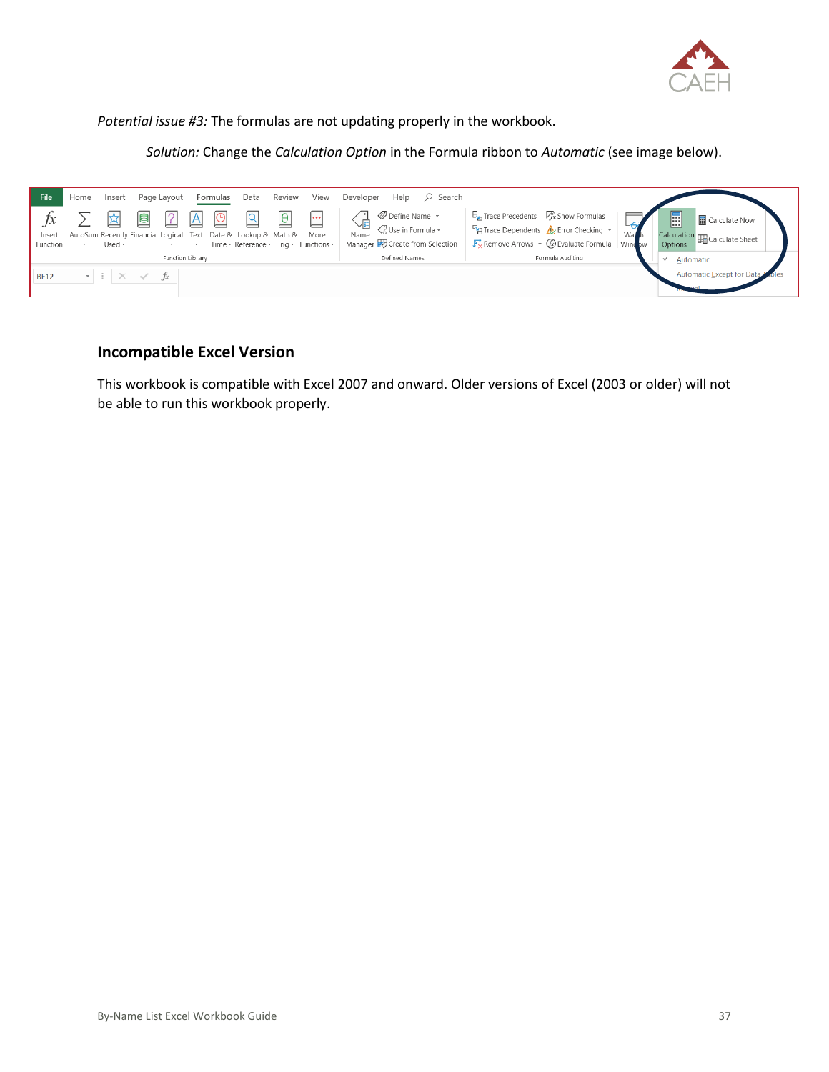*Potential issue #3:* The formulas are not updating properly in the workbook.

*Solution:* Change the *Calculation Option* in the Formula ribbon to *Automatic* (see image below).

## Incompatible Excel Version

This workbook is compatible with Excel 2007 and onward. Older versions of Excel (2003 or older) will not be able to run this workbook properly.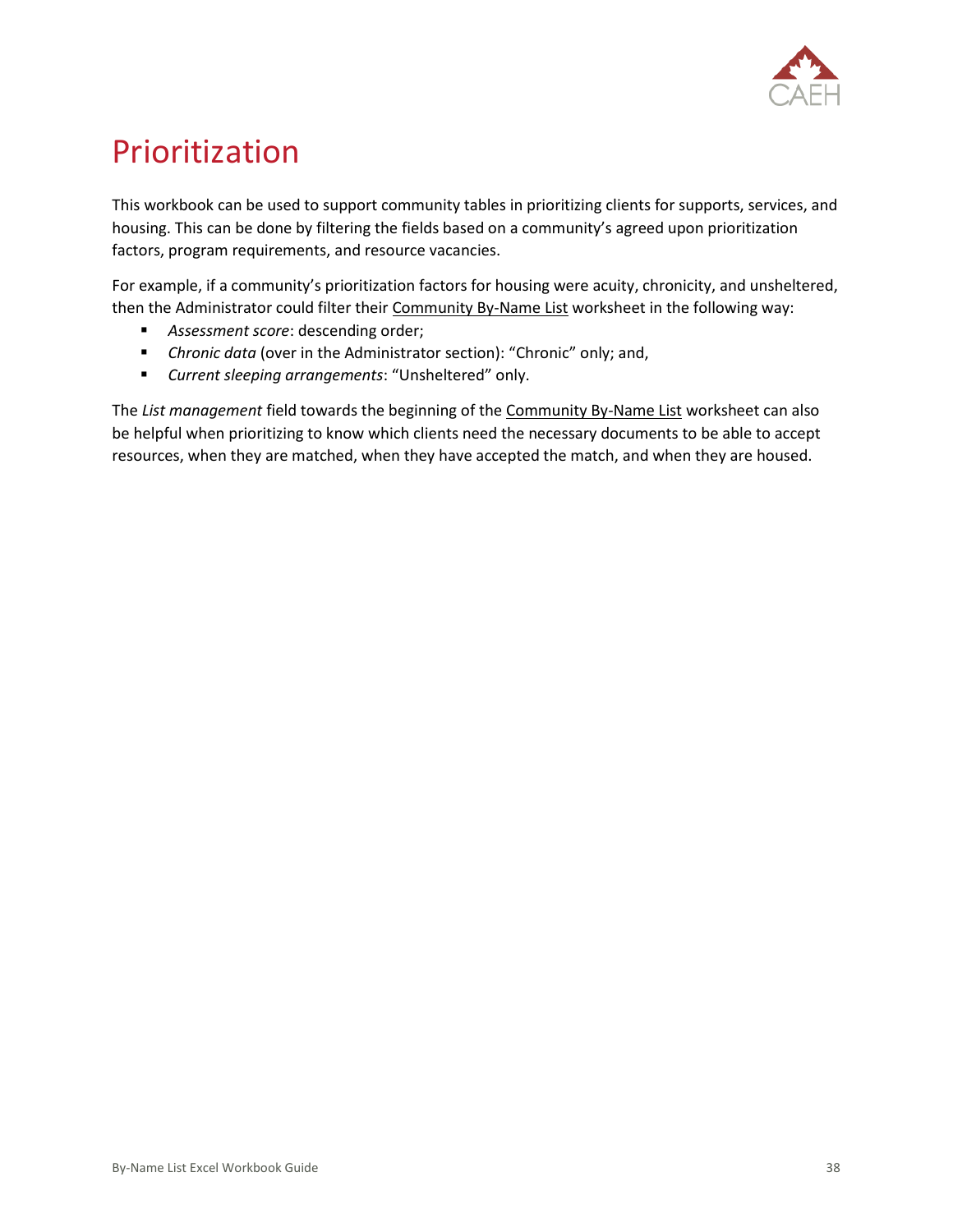# Prioritization

This workbook can be used to support community tables in prioritizing clients for supports, services, and housing. This can be done by filtering the fields based on a community's agreed upon prioritization factors, program requirements, and resource vacancies.

For example, if a community's prioritization factors for housing were acuity, chronicity, and unsheltered, then the Administrator could filter their Community By-Name List worksheet in the following way:

- *Assessment score*: descending order;
- *Chronic data* (over in the Administrator section): "Chronic" only; and,
- *Current sleeping arrangements*: "Unsheltered" only.

The *List management* field towards the beginning of the Community By-Name List worksheet can also be helpful when prioritizing to know which clients need the necessary documents to be able to accept resources, when they are matched, when they have accepted the match, and when they are housed.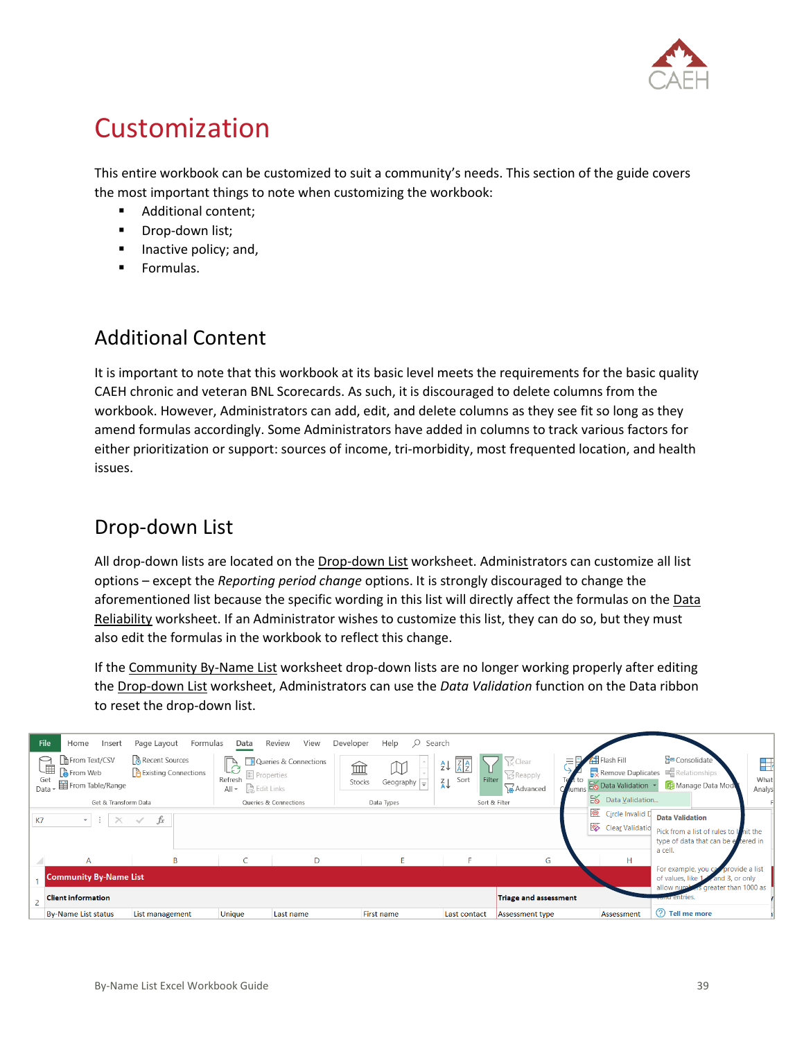# Customization

This entire workbook can be customized to suit a community's needs. This section of the guide covers the most important things to note when customizing the workbook:

- Additional content;
- Drop-down list;
- Inactive policy; and,
- Formulas.

## Additional Content

It is important to note that this workbook at its basic level meets the requirements for the basic quality CAEH chronic and veteran BNL Scorecards. As such, it is discouraged to delete columns from the workbook. However, Administrators can add, edit, and delete columns as they see fit so long as they amend formulas accordingly. Some Administrators have added in columns to track various factors for either prioritization or support: sources of income, tri-morbidity, most frequented location, and health issues.

## Drop-down List

All drop-down lists are located on the Drop-down List worksheet. Administrators can customize all list options – except the *Reporting period change* options. It is strongly discouraged to change the aforementioned list because the specific wording in this list will directly affect the formulas on the Data Reliability worksheet. If an Administrator wishes to customize this list, they can do so, but they must also edit the formulas in the workbook to reflect this change.

If the Community By-Name List worksheet drop-down lists are no longer working properly after editing the Drop-down List worksheet, Administrators can use the *Data Validation* function on the Data ribbon to reset the drop-down list.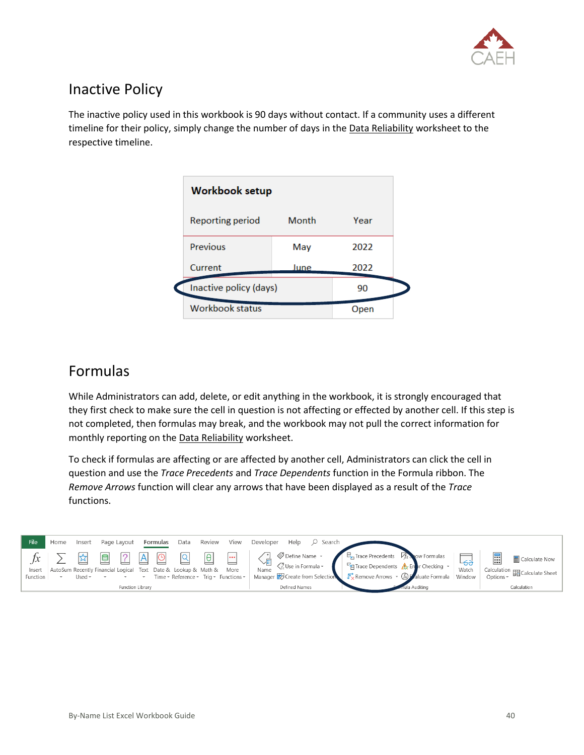## Inactive Policy

The inactive policy used in this workbook is 90 days without contact. If a community uses a different timeline for their policy, simply change the number of days in the Data Reliability worksheet to the respective timeline.

| Workbook setup | | |
|---|---|---|
| Reporting period | Month | Year |
| Previous | May | 2022 |
| Current | June | 2022 |
| Inactive policy (days) | | 90 |
| Workbook status | | Open |

## Formulas

While Administrators can add, delete, or edit anything in the workbook, it is strongly encouraged that they first check to make sure the cell in question is not affecting or effected by another cell. If this step is not completed, then formulas may break, and the workbook may not pull the correct information for monthly reporting on the Data Reliability worksheet.

To check if formulas are affecting or are affected by another cell, Administrators can click the cell in question and use the *Trace Precedents* and *Trace Dependents* function in the Formula ribbon. The *Remove Arrows* function will clear any arrows that have been displayed as a result of the *Trace* functions.